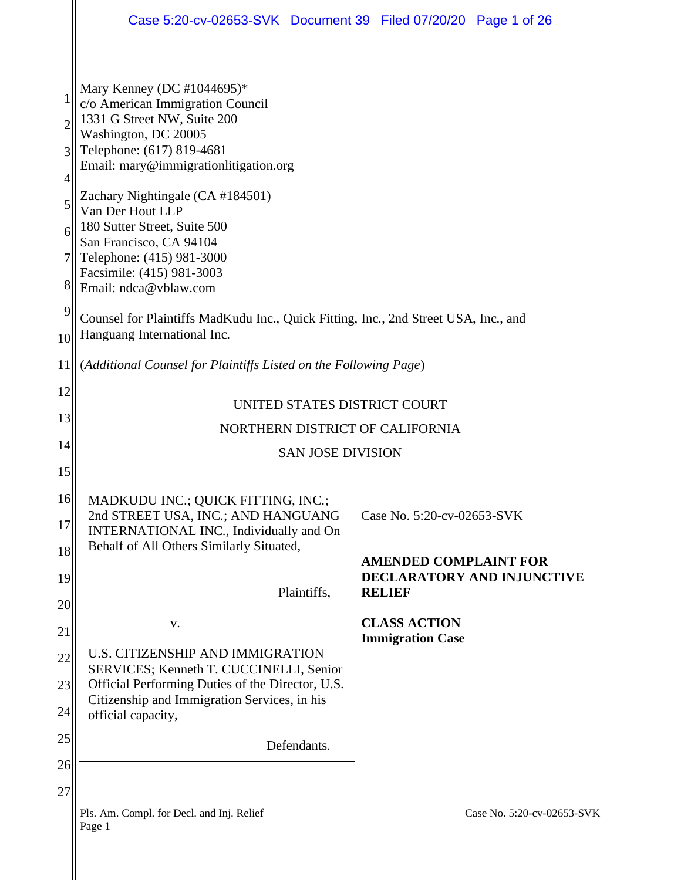Mary Kenney (DC #1044695)*
c/o American Immigration Council
1331 G Street NW, Suite 200
Washington, DC 20005
Telephone: (617) 819-4681
Email: mary@immigrationlitigation.org

Zachary Nightingale (CA #184501)
Van Der Hout LLP
180 Sutter Street, Suite 500
San Francisco, CA 94104
Telephone: (415) 981-3000
Facsimile: (415) 981-3003
Email: ndca@vblaw.com

Counsel for Plaintiffs MadKudu Inc., Quick Fitting, Inc., 2nd Street USA, Inc., and Hanguang International Inc.

(*Additional Counsel for Plaintiffs Listed on the Following Page*)

UNITED STATES DISTRICT COURT

NORTHERN DISTRICT OF CALIFORNIA

SAN JOSE DIVISION

MADKUDU INC.; QUICK FITTING, INC.; 2nd STREET USA, INC.; AND HANGUANG INTERNATIONAL INC., Individually and On Behalf of All Others Similarly Situated,

Plaintiffs,

v.

U.S. CITIZENSHIP AND IMMIGRATION SERVICES; Kenneth T. CUCCINELLI, Senior Official Performing Duties of the Director, U.S. Citizenship and Immigration Services, in his official capacity,

Defendants.

Case No. 5:20-cv-02653-SVK

**AMENDED COMPLAINT FOR DECLARATORY AND INJUNCTIVE RELIEF**

**CLASS ACTION**
**Immigration Case**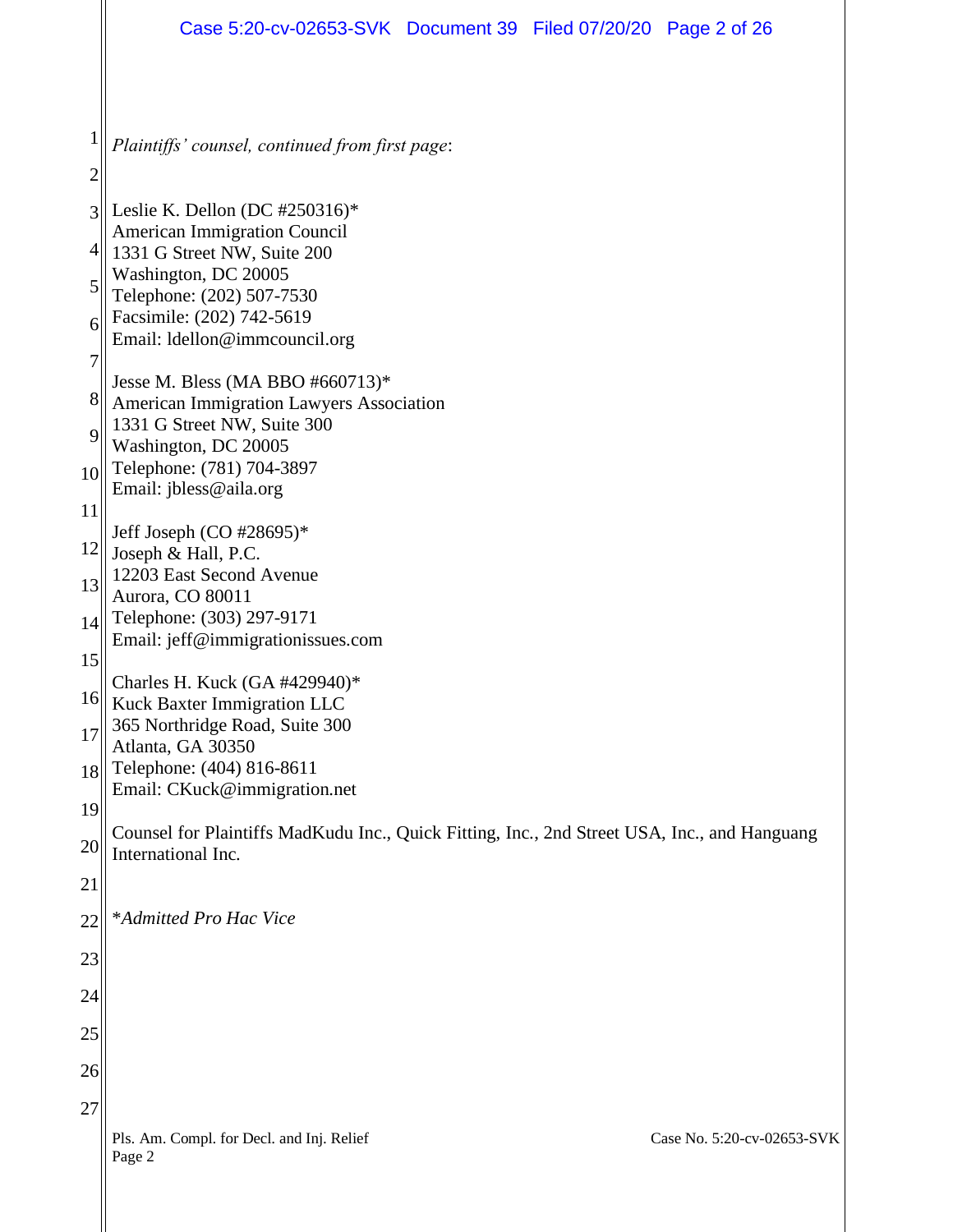*Plaintiffs' counsel, continued from first page*:

Leslie K. Dellon (DC #250316)*
American Immigration Council
1331 G Street NW, Suite 200
Washington, DC 20005
Telephone: (202) 507-7530
Facsimile: (202) 742-5619
Email: ldellon@immcouncil.org

Jesse M. Bless (MA BBO #660713)*
American Immigration Lawyers Association
1331 G Street NW, Suite 300
Washington, DC 20005
Telephone: (781) 704-3897
Email: jbless@aila.org

Jeff Joseph (CO #28695)*
Joseph & Hall, P.C.
12203 East Second Avenue
Aurora, CO 80011
Telephone: (303) 297-9171
Email: jeff@immigrationissues.com

Charles H. Kuck (GA #429940)*
Kuck Baxter Immigration LLC
365 Northridge Road, Suite 300
Atlanta, GA 30350
Telephone: (404) 816-8611
Email: CKuck@immigration.net

Counsel for Plaintiffs MadKudu Inc., Quick Fitting, Inc., 2nd Street USA, Inc., and Hanguang International Inc.

**Admitted Pro Hac Vice*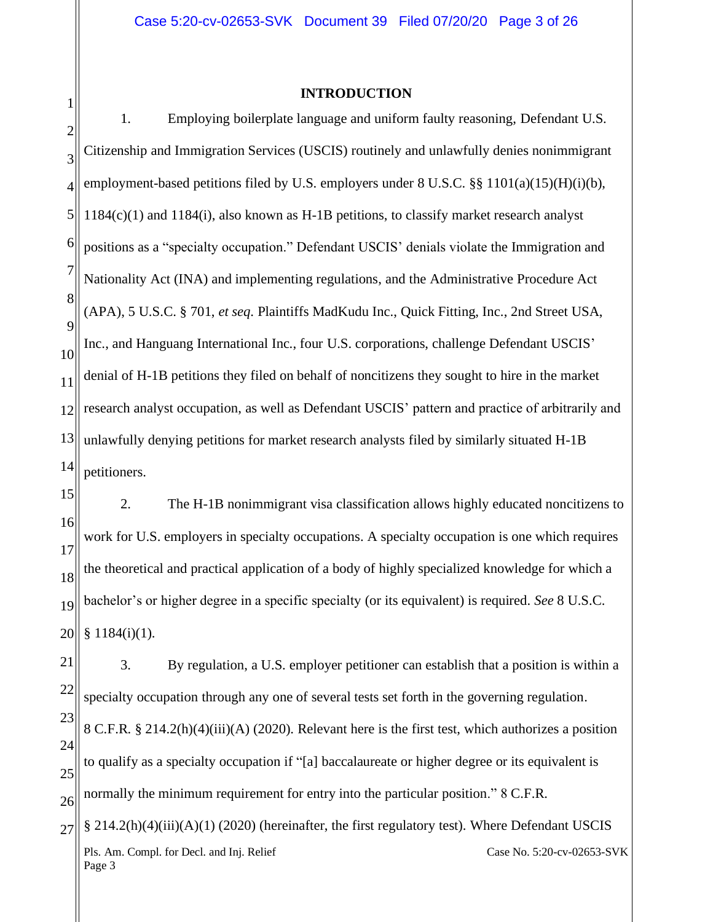## INTRODUCTION

1. Employing boilerplate language and uniform faulty reasoning, Defendant U.S. Citizenship and Immigration Services (USCIS) routinely and unlawfully denies nonimmigrant employment-based petitions filed by U.S. employers under 8 U.S.C. §§ 1101(a)(15)(H)(i)(b), 1184(c)(1) and 1184(i), also known as H-1B petitions, to classify market research analyst positions as a "specialty occupation." Defendant USCIS' denials violate the Immigration and Nationality Act (INA) and implementing regulations, and the Administrative Procedure Act (APA), 5 U.S.C. § 701, *et seq*. Plaintiffs MadKudu Inc., Quick Fitting, Inc., 2nd Street USA, Inc., and Hanguang International Inc., four U.S. corporations, challenge Defendant USCIS' denial of H-1B petitions they filed on behalf of noncitizens they sought to hire in the market research analyst occupation, as well as Defendant USCIS' pattern and practice of arbitrarily and unlawfully denying petitions for market research analysts filed by similarly situated H-1B petitioners.

2. The H-1B nonimmigrant visa classification allows highly educated noncitizens to work for U.S. employers in specialty occupations. A specialty occupation is one which requires the theoretical and practical application of a body of highly specialized knowledge for which a bachelor's or higher degree in a specific specialty (or its equivalent) is required. *See* 8 U.S.C. § 1184(i)(1).

3. By regulation, a U.S. employer petitioner can establish that a position is within a specialty occupation through any one of several tests set forth in the governing regulation. 8 C.F.R. § 214.2(h)(4)(iii)(A) (2020). Relevant here is the first test, which authorizes a position to qualify as a specialty occupation if "[a] baccalaureate or higher degree or its equivalent is normally the minimum requirement for entry into the particular position." 8 C.F.R. § 214.2(h)(4)(iii)(A)(1) (2020) (hereinafter, the first regulatory test). Where Defendant USCIS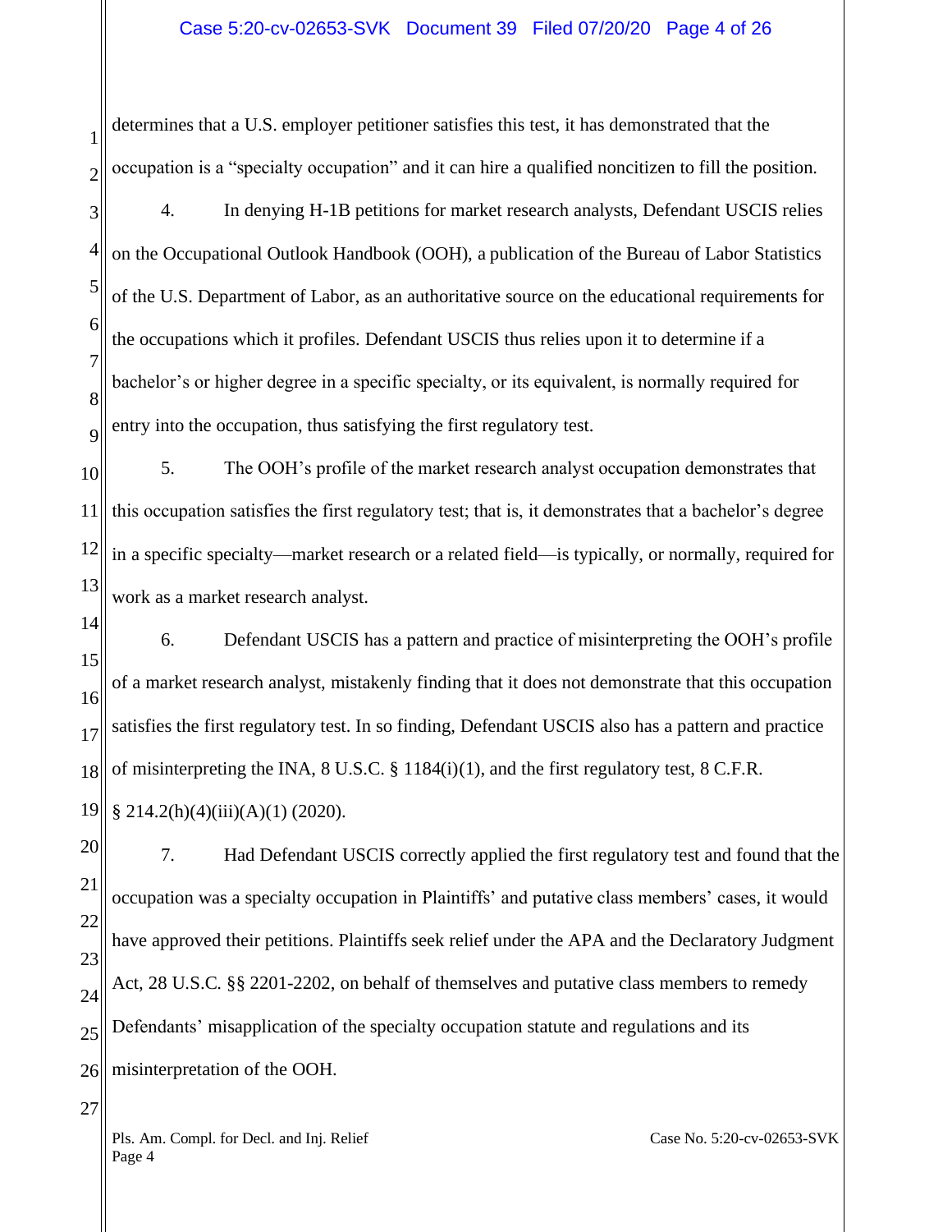determines that a U.S. employer petitioner satisfies this test, it has demonstrated that the occupation is a "specialty occupation" and it can hire a qualified noncitizen to fill the position.

4. In denying H-1B petitions for market research analysts, Defendant USCIS relies on the Occupational Outlook Handbook (OOH), a publication of the Bureau of Labor Statistics of the U.S. Department of Labor, as an authoritative source on the educational requirements for the occupations which it profiles. Defendant USCIS thus relies upon it to determine if a bachelor's or higher degree in a specific specialty, or its equivalent, is normally required for entry into the occupation, thus satisfying the first regulatory test.

5. The OOH's profile of the market research analyst occupation demonstrates that this occupation satisfies the first regulatory test; that is, it demonstrates that a bachelor's degree in a specific specialty—market research or a related field—is typically, or normally, required for work as a market research analyst.

6. Defendant USCIS has a pattern and practice of misinterpreting the OOH's profile of a market research analyst, mistakenly finding that it does not demonstrate that this occupation satisfies the first regulatory test. In so finding, Defendant USCIS also has a pattern and practice of misinterpreting the INA, 8 U.S.C. § 1184(i)(1), and the first regulatory test, 8 C.F.R. § 214.2(h)(4)(iii)(A)(1) (2020).

7. Had Defendant USCIS correctly applied the first regulatory test and found that the occupation was a specialty occupation in Plaintiffs' and putative class members' cases, it would have approved their petitions. Plaintiffs seek relief under the APA and the Declaratory Judgment Act, 28 U.S.C. §§ 2201-2202, on behalf of themselves and putative class members to remedy Defendants' misapplication of the specialty occupation statute and regulations and its misinterpretation of the OOH.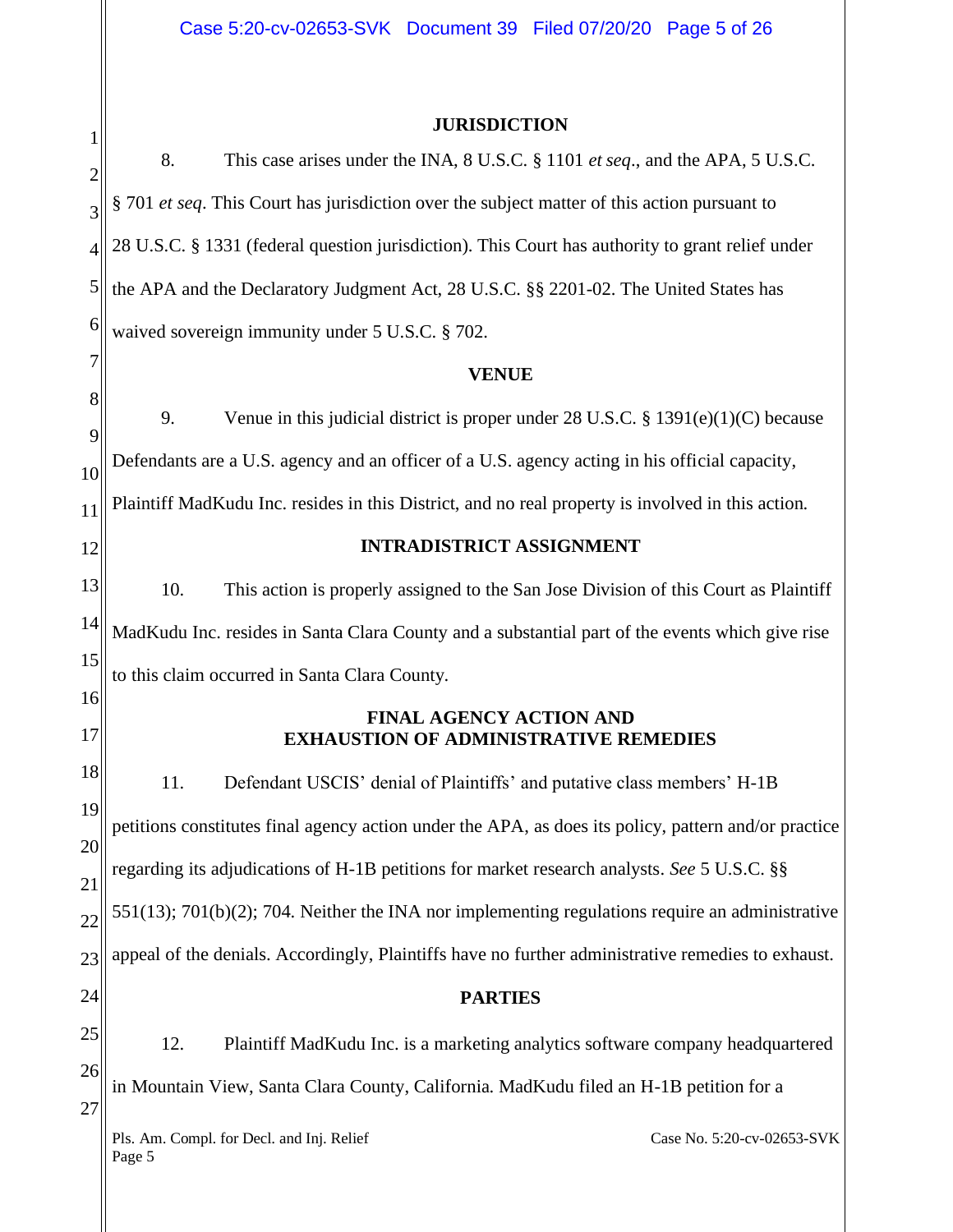## JURISDICTION

8. This case arises under the INA, 8 U.S.C. § 1101 *et seq*., and the APA, 5 U.S.C. § 701 *et seq*. This Court has jurisdiction over the subject matter of this action pursuant to 28 U.S.C. § 1331 (federal question jurisdiction). This Court has authority to grant relief under the APA and the Declaratory Judgment Act, 28 U.S.C. §§ 2201-02. The United States has waived sovereign immunity under 5 U.S.C. § 702.

## VENUE

9. Venue in this judicial district is proper under 28 U.S.C. § 1391(e)(1)(C) because Defendants are a U.S. agency and an officer of a U.S. agency acting in his official capacity, Plaintiff MadKudu Inc. resides in this District, and no real property is involved in this action.

## INTRADISTRICT ASSIGNMENT

10. This action is properly assigned to the San Jose Division of this Court as Plaintiff MadKudu Inc. resides in Santa Clara County and a substantial part of the events which give rise to this claim occurred in Santa Clara County.

## FINAL AGENCY ACTION AND EXHAUSTION OF ADMINISTRATIVE REMEDIES

11. Defendant USCIS' denial of Plaintiffs' and putative class members' H-1B petitions constitutes final agency action under the APA, as does its policy, pattern and/or practice regarding its adjudications of H-1B petitions for market research analysts. *See* 5 U.S.C. §§ 551(13); 701(b)(2); 704. Neither the INA nor implementing regulations require an administrative appeal of the denials. Accordingly, Plaintiffs have no further administrative remedies to exhaust.

## PARTIES

12. Plaintiff MadKudu Inc. is a marketing analytics software company headquartered in Mountain View, Santa Clara County, California. MadKudu filed an H-1B petition for a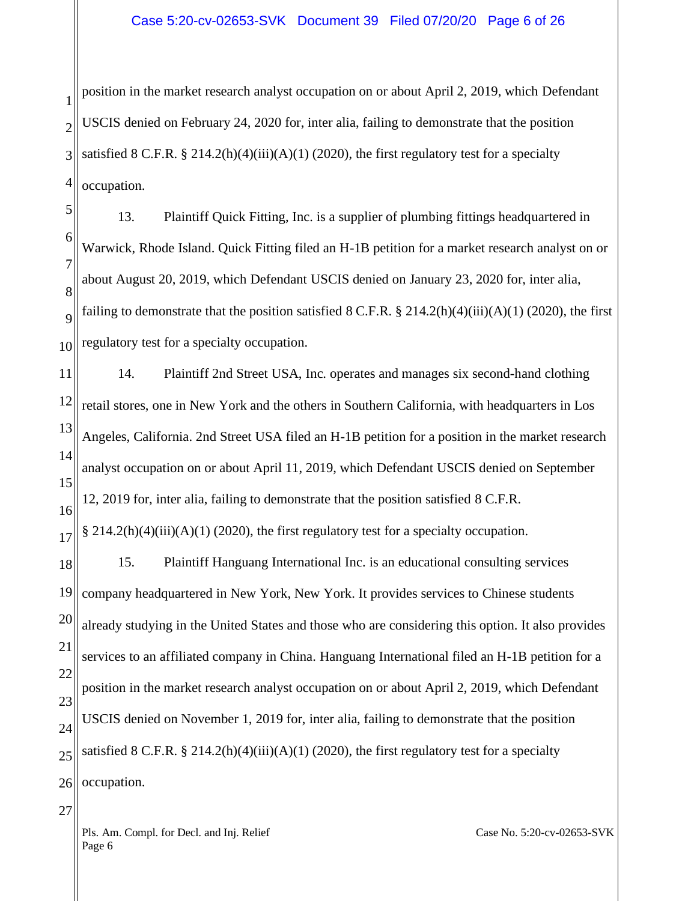position in the market research analyst occupation on or about April 2, 2019, which Defendant USCIS denied on February 24, 2020 for, inter alia, failing to demonstrate that the position satisfied 8 C.F.R. § 214.2(h)(4)(iii)(A)(1) (2020), the first regulatory test for a specialty occupation.

13. Plaintiff Quick Fitting, Inc. is a supplier of plumbing fittings headquartered in Warwick, Rhode Island. Quick Fitting filed an H-1B petition for a market research analyst on or about August 20, 2019, which Defendant USCIS denied on January 23, 2020 for, inter alia, failing to demonstrate that the position satisfied 8 C.F.R. § 214.2(h)(4)(iii)(A)(1) (2020), the first regulatory test for a specialty occupation.

14. Plaintiff 2nd Street USA, Inc. operates and manages six second-hand clothing retail stores, one in New York and the others in Southern California, with headquarters in Los Angeles, California. 2nd Street USA filed an H-1B petition for a position in the market research analyst occupation on or about April 11, 2019, which Defendant USCIS denied on September 12, 2019 for, inter alia, failing to demonstrate that the position satisfied 8 C.F.R. § 214.2(h)(4)(iii)(A)(1) (2020), the first regulatory test for a specialty occupation.

15. Plaintiff Hanguang International Inc. is an educational consulting services company headquartered in New York, New York. It provides services to Chinese students already studying in the United States and those who are considering this option. It also provides services to an affiliated company in China. Hanguang International filed an H-1B petition for a position in the market research analyst occupation on or about April 2, 2019, which Defendant USCIS denied on November 1, 2019 for, inter alia, failing to demonstrate that the position satisfied 8 C.F.R. § 214.2(h)(4)(iii)(A)(1) (2020), the first regulatory test for a specialty occupation.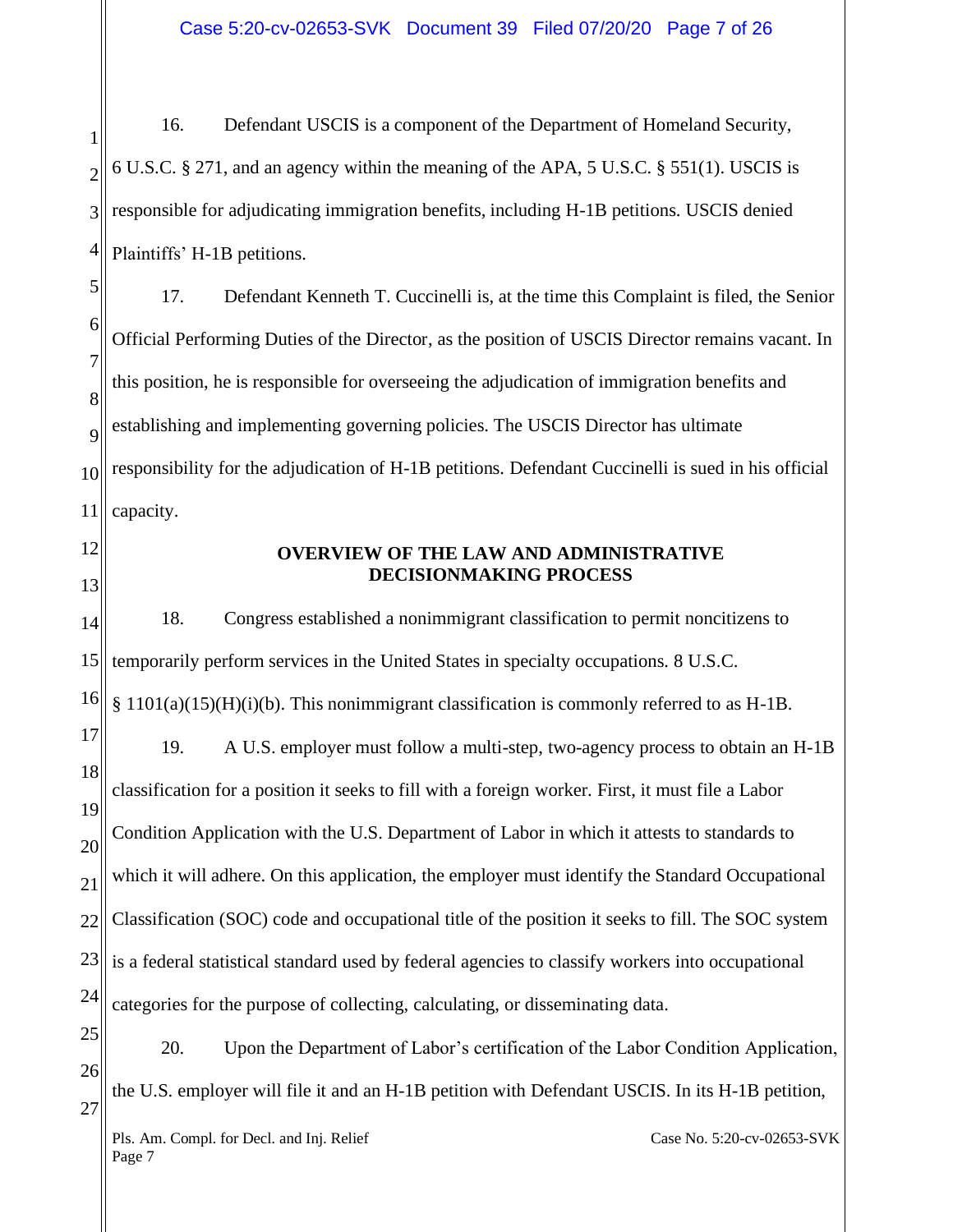16. Defendant USCIS is a component of the Department of Homeland Security, 6 U.S.C. § 271, and an agency within the meaning of the APA, 5 U.S.C. § 551(1). USCIS is responsible for adjudicating immigration benefits, including H-1B petitions. USCIS denied Plaintiffs' H-1B petitions.

17. Defendant Kenneth T. Cuccinelli is, at the time this Complaint is filed, the Senior Official Performing Duties of the Director, as the position of USCIS Director remains vacant. In this position, he is responsible for overseeing the adjudication of immigration benefits and establishing and implementing governing policies. The USCIS Director has ultimate responsibility for the adjudication of H-1B petitions. Defendant Cuccinelli is sued in his official capacity.

## OVERVIEW OF THE LAW AND ADMINISTRATIVE DECISIONMAKING PROCESS

18. Congress established a nonimmigrant classification to permit noncitizens to temporarily perform services in the United States in specialty occupations. 8 U.S.C. § 1101(a)(15)(H)(i)(b). This nonimmigrant classification is commonly referred to as H-1B.

19. A U.S. employer must follow a multi-step, two-agency process to obtain an H-1B classification for a position it seeks to fill with a foreign worker. First, it must file a Labor Condition Application with the U.S. Department of Labor in which it attests to standards to which it will adhere. On this application, the employer must identify the Standard Occupational Classification (SOC) code and occupational title of the position it seeks to fill. The SOC system is a federal statistical standard used by federal agencies to classify workers into occupational categories for the purpose of collecting, calculating, or disseminating data.

20. Upon the Department of Labor's certification of the Labor Condition Application, the U.S. employer will file it and an H-1B petition with Defendant USCIS. In its H-1B petition,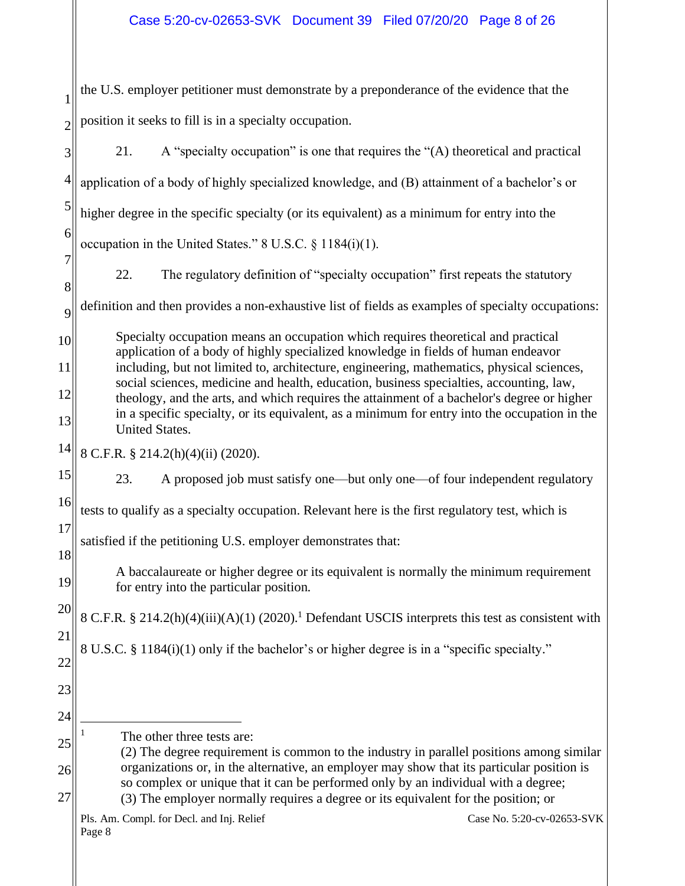the U.S. employer petitioner must demonstrate by a preponderance of the evidence that the position it seeks to fill is in a specialty occupation.

21. A "specialty occupation" is one that requires the "(A) theoretical and practical application of a body of highly specialized knowledge, and (B) attainment of a bachelor's or higher degree in the specific specialty (or its equivalent) as a minimum for entry into the occupation in the United States." 8 U.S.C. § 1184(i)(1).

22. The regulatory definition of "specialty occupation" first repeats the statutory definition and then provides a non-exhaustive list of fields as examples of specialty occupations:

> Specialty occupation means an occupation which requires theoretical and practical application of a body of highly specialized knowledge in fields of human endeavor including, but not limited to, architecture, engineering, mathematics, physical sciences, social sciences, medicine and health, education, business specialties, accounting, law, theology, and the arts, and which requires the attainment of a bachelor's degree or higher in a specific specialty, or its equivalent, as a minimum for entry into the occupation in the United States.

8 C.F.R. § 214.2(h)(4)(ii) (2020).

23. A proposed job must satisfy one—but only one—of four independent regulatory tests to qualify as a specialty occupation. Relevant here is the first regulatory test, which is satisfied if the petitioning U.S. employer demonstrates that:

> A baccalaureate or higher degree or its equivalent is normally the minimum requirement for entry into the particular position.

8 C.F.R. § 214.2(h)(4)(iii)(A)(1) (2020).[1] Defendant USCIS interprets this test as consistent with 8 U.S.C. § 1184(i)(1) only if the bachelor's or higher degree is in a "specific specialty."

---

[1] The other three tests are:
(2) The degree requirement is common to the industry in parallel positions among similar organizations or, in the alternative, an employer may show that its particular position is so complex or unique that it can be performed only by an individual with a degree;
(3) The employer normally requires a degree or its equivalent for the position; or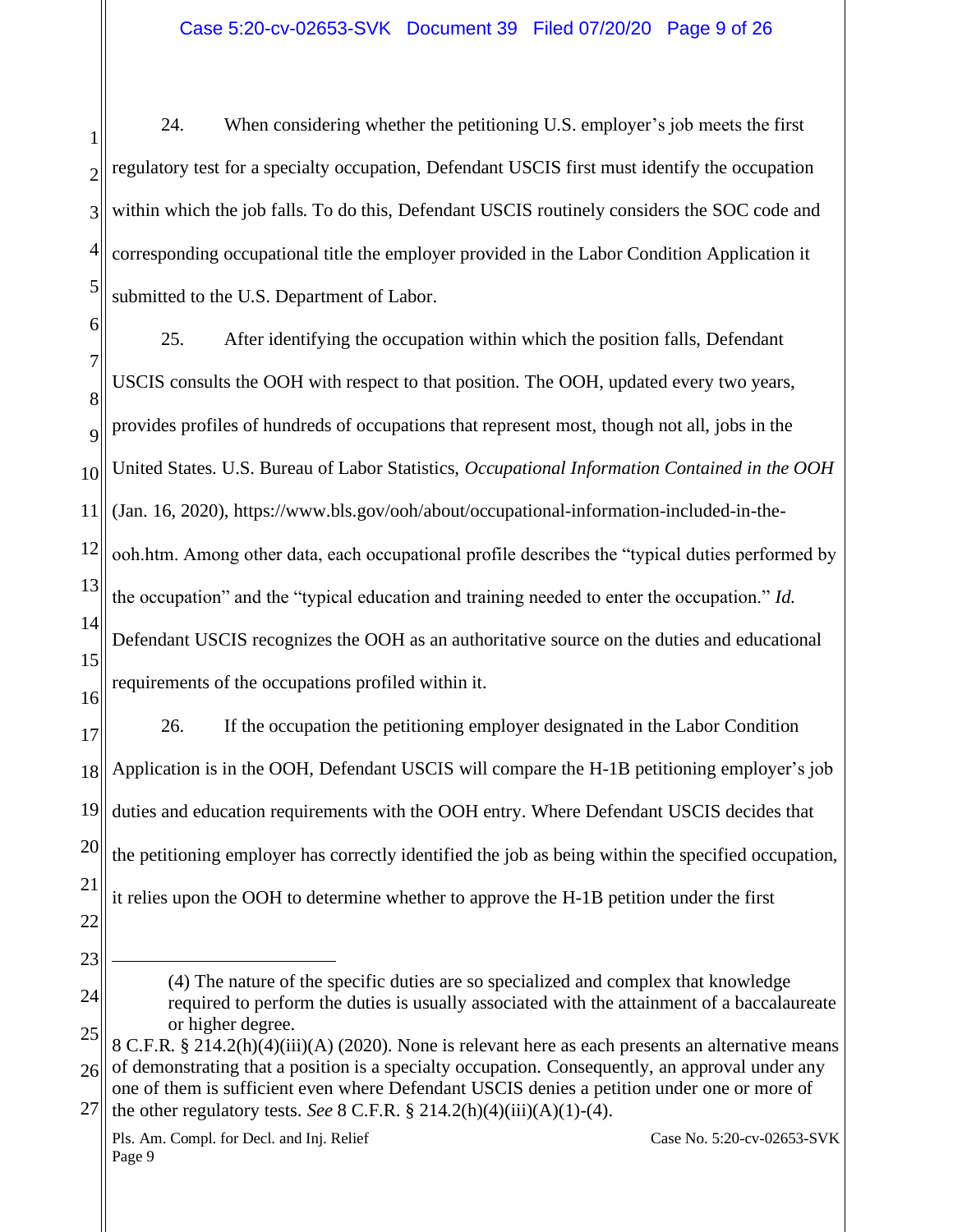24. When considering whether the petitioning U.S. employer's job meets the first regulatory test for a specialty occupation, Defendant USCIS first must identify the occupation within which the job falls. To do this, Defendant USCIS routinely considers the SOC code and corresponding occupational title the employer provided in the Labor Condition Application it submitted to the U.S. Department of Labor.

25. After identifying the occupation within which the position falls, Defendant USCIS consults the OOH with respect to that position. The OOH, updated every two years, provides profiles of hundreds of occupations that represent most, though not all, jobs in the United States. U.S. Bureau of Labor Statistics, *Occupational Information Contained in the OOH* (Jan. 16, 2020), https://www.bls.gov/ooh/about/occupational-information-included-in-the-ooh.htm. Among other data, each occupational profile describes the "typical duties performed by the occupation" and the "typical education and training needed to enter the occupation." *Id.* Defendant USCIS recognizes the OOH as an authoritative source on the duties and educational requirements of the occupations profiled within it.

26. If the occupation the petitioning employer designated in the Labor Condition Application is in the OOH, Defendant USCIS will compare the H-1B petitioning employer's job duties and education requirements with the OOH entry. Where Defendant USCIS decides that the petitioning employer has correctly identified the job as being within the specified occupation, it relies upon the OOH to determine whether to approve the H-1B petition under the first

---

> (4) The nature of the specific duties are so specialized and complex that knowledge required to perform the duties is usually associated with the attainment of a baccalaureate or higher degree.

8 C.F.R. § 214.2(h)(4)(iii)(A) (2020). None is relevant here as each presents an alternative means of demonstrating that a position is a specialty occupation. Consequently, an approval under any one of them is sufficient even where Defendant USCIS denies a petition under one or more of the other regulatory tests. *See* 8 C.F.R. § 214.2(h)(4)(iii)(A)(1)-(4).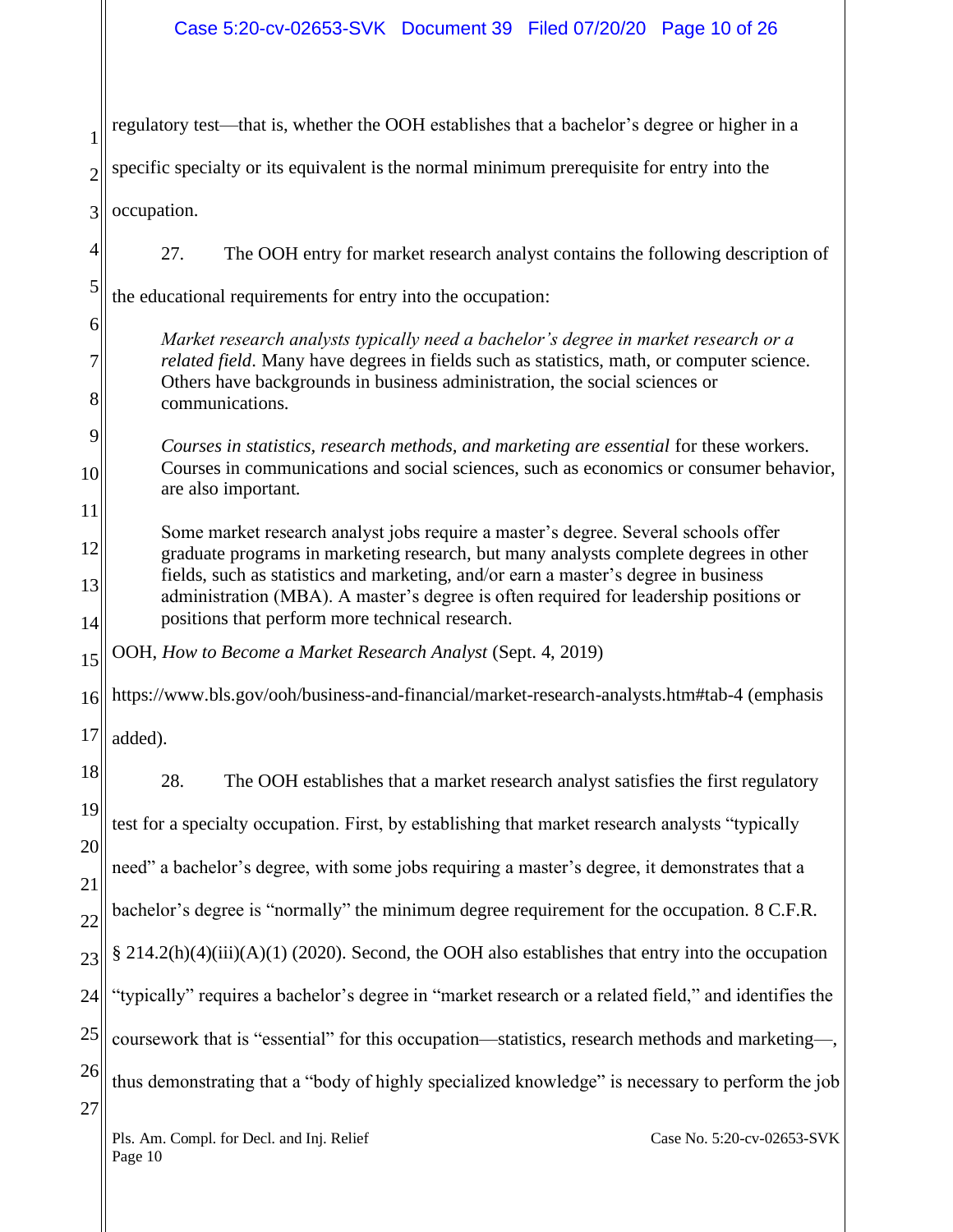regulatory test—that is, whether the OOH establishes that a bachelor's degree or higher in a specific specialty or its equivalent is the normal minimum prerequisite for entry into the occupation.

27. The OOH entry for market research analyst contains the following description of the educational requirements for entry into the occupation:

> *Market research analysts typically need a bachelor's degree in market research or a related field*. Many have degrees in fields such as statistics, math, or computer science. Others have backgrounds in business administration, the social sciences or communications.
>
> *Courses in statistics, research methods, and marketing are essential* for these workers. Courses in communications and social sciences, such as economics or consumer behavior, are also important.
>
> Some market research analyst jobs require a master's degree. Several schools offer graduate programs in marketing research, but many analysts complete degrees in other fields, such as statistics and marketing, and/or earn a master's degree in business administration (MBA). A master's degree is often required for leadership positions or positions that perform more technical research.

OOH, *How to Become a Market Research Analyst* (Sept. 4, 2019) https://www.bls.gov/ooh/business-and-financial/market-research-analysts.htm#tab-4 (emphasis added).

28. The OOH establishes that a market research analyst satisfies the first regulatory test for a specialty occupation. First, by establishing that market research analysts "typically need" a bachelor's degree, with some jobs requiring a master's degree, it demonstrates that a bachelor's degree is "normally" the minimum degree requirement for the occupation. 8 C.F.R. § 214.2(h)(4)(iii)(A)(1) (2020). Second, the OOH also establishes that entry into the occupation "typically" requires a bachelor's degree in "market research or a related field," and identifies the coursework that is "essential" for this occupation—statistics, research methods and marketing—, thus demonstrating that a "body of highly specialized knowledge" is necessary to perform the job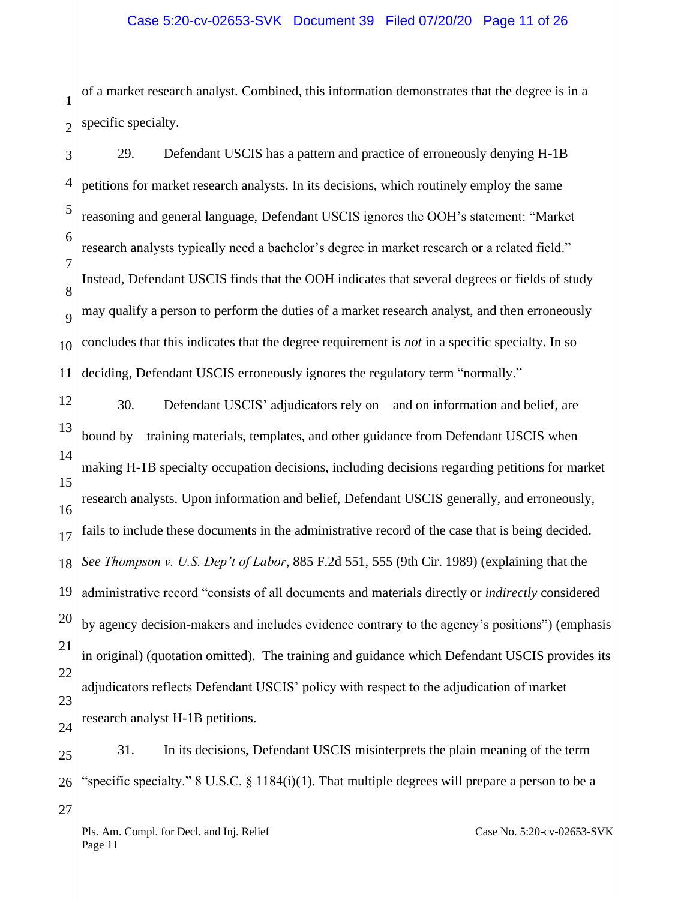of a market research analyst. Combined, this information demonstrates that the degree is in a specific specialty.

29. Defendant USCIS has a pattern and practice of erroneously denying H-1B petitions for market research analysts. In its decisions, which routinely employ the same reasoning and general language, Defendant USCIS ignores the OOH's statement: "Market research analysts typically need a bachelor's degree in market research or a related field." Instead, Defendant USCIS finds that the OOH indicates that several degrees or fields of study may qualify a person to perform the duties of a market research analyst, and then erroneously concludes that this indicates that the degree requirement is *not* in a specific specialty. In so deciding, Defendant USCIS erroneously ignores the regulatory term "normally."

30. Defendant USCIS' adjudicators rely on—and on information and belief, are bound by—training materials, templates, and other guidance from Defendant USCIS when making H-1B specialty occupation decisions, including decisions regarding petitions for market research analysts. Upon information and belief, Defendant USCIS generally, and erroneously, fails to include these documents in the administrative record of the case that is being decided. *See Thompson v. U.S. Dep't of Labor*, 885 F.2d 551, 555 (9th Cir. 1989) (explaining that the administrative record "consists of all documents and materials directly or *indirectly* considered by agency decision-makers and includes evidence contrary to the agency's positions") (emphasis in original) (quotation omitted). The training and guidance which Defendant USCIS provides its adjudicators reflects Defendant USCIS' policy with respect to the adjudication of market research analyst H-1B petitions.

31. In its decisions, Defendant USCIS misinterprets the plain meaning of the term "specific specialty." 8 U.S.C. § 1184(i)(1). That multiple degrees will prepare a person to be a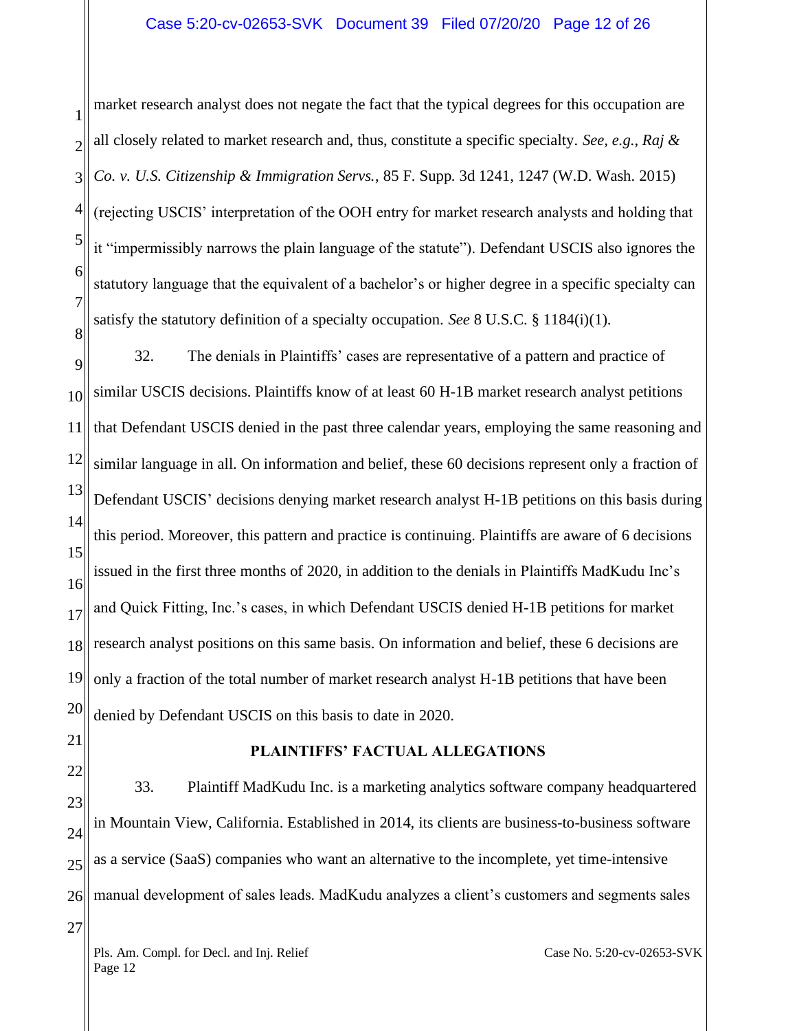market research analyst does not negate the fact that the typical degrees for this occupation are all closely related to market research and, thus, constitute a specific specialty. *See, e.g.*, *Raj & Co. v. U.S. Citizenship & Immigration Servs.*, 85 F. Supp. 3d 1241, 1247 (W.D. Wash. 2015) (rejecting USCIS' interpretation of the OOH entry for market research analysts and holding that it "impermissibly narrows the plain language of the statute"). Defendant USCIS also ignores the statutory language that the equivalent of a bachelor's or higher degree in a specific specialty can satisfy the statutory definition of a specialty occupation. *See* 8 U.S.C. § 1184(i)(1).

32. The denials in Plaintiffs' cases are representative of a pattern and practice of similar USCIS decisions. Plaintiffs know of at least 60 H-1B market research analyst petitions that Defendant USCIS denied in the past three calendar years, employing the same reasoning and similar language in all. On information and belief, these 60 decisions represent only a fraction of Defendant USCIS' decisions denying market research analyst H-1B petitions on this basis during this period. Moreover, this pattern and practice is continuing. Plaintiffs are aware of 6 decisions issued in the first three months of 2020, in addition to the denials in Plaintiffs MadKudu Inc's and Quick Fitting, Inc.'s cases, in which Defendant USCIS denied H-1B petitions for market research analyst positions on this same basis. On information and belief, these 6 decisions are only a fraction of the total number of market research analyst H-1B petitions that have been denied by Defendant USCIS on this basis to date in 2020.

## PLAINTIFFS' FACTUAL ALLEGATIONS

33. Plaintiff MadKudu Inc. is a marketing analytics software company headquartered in Mountain View, California. Established in 2014, its clients are business-to-business software as a service (SaaS) companies who want an alternative to the incomplete, yet time-intensive manual development of sales leads. MadKudu analyzes a client's customers and segments sales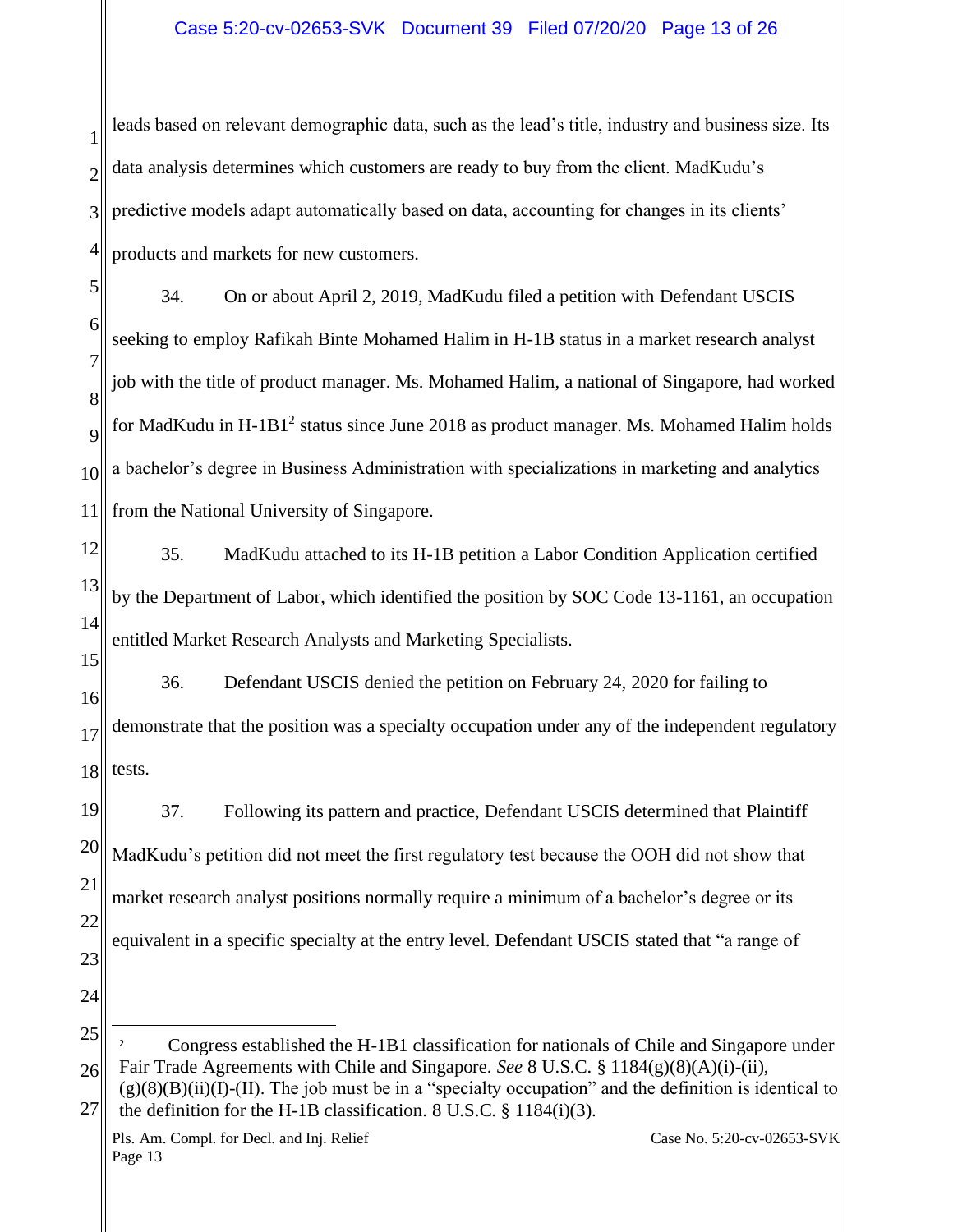leads based on relevant demographic data, such as the lead's title, industry and business size. Its data analysis determines which customers are ready to buy from the client. MadKudu's predictive models adapt automatically based on data, accounting for changes in its clients' products and markets for new customers.

34. On or about April 2, 2019, MadKudu filed a petition with Defendant USCIS seeking to employ Rafikah Binte Mohamed Halim in H-1B status in a market research analyst job with the title of product manager. Ms. Mohamed Halim, a national of Singapore, had worked for MadKudu in H-1B1[2] status since June 2018 as product manager. Ms. Mohamed Halim holds a bachelor's degree in Business Administration with specializations in marketing and analytics from the National University of Singapore.

35. MadKudu attached to its H-1B petition a Labor Condition Application certified by the Department of Labor, which identified the position by SOC Code 13-1161, an occupation entitled Market Research Analysts and Marketing Specialists.

36. Defendant USCIS denied the petition on February 24, 2020 for failing to demonstrate that the position was a specialty occupation under any of the independent regulatory tests.

37. Following its pattern and practice, Defendant USCIS determined that Plaintiff MadKudu's petition did not meet the first regulatory test because the OOH did not show that market research analyst positions normally require a minimum of a bachelor's degree or its equivalent in a specific specialty at the entry level. Defendant USCIS stated that "a range of

---

[2] Congress established the H-1B1 classification for nationals of Chile and Singapore under Fair Trade Agreements with Chile and Singapore. *See* 8 U.S.C. § 1184(g)(8)(A)(i)-(ii), (g)(8)(B)(ii)(I)-(II). The job must be in a "specialty occupation" and the definition is identical to the definition for the H-1B classification. 8 U.S.C. § 1184(i)(3).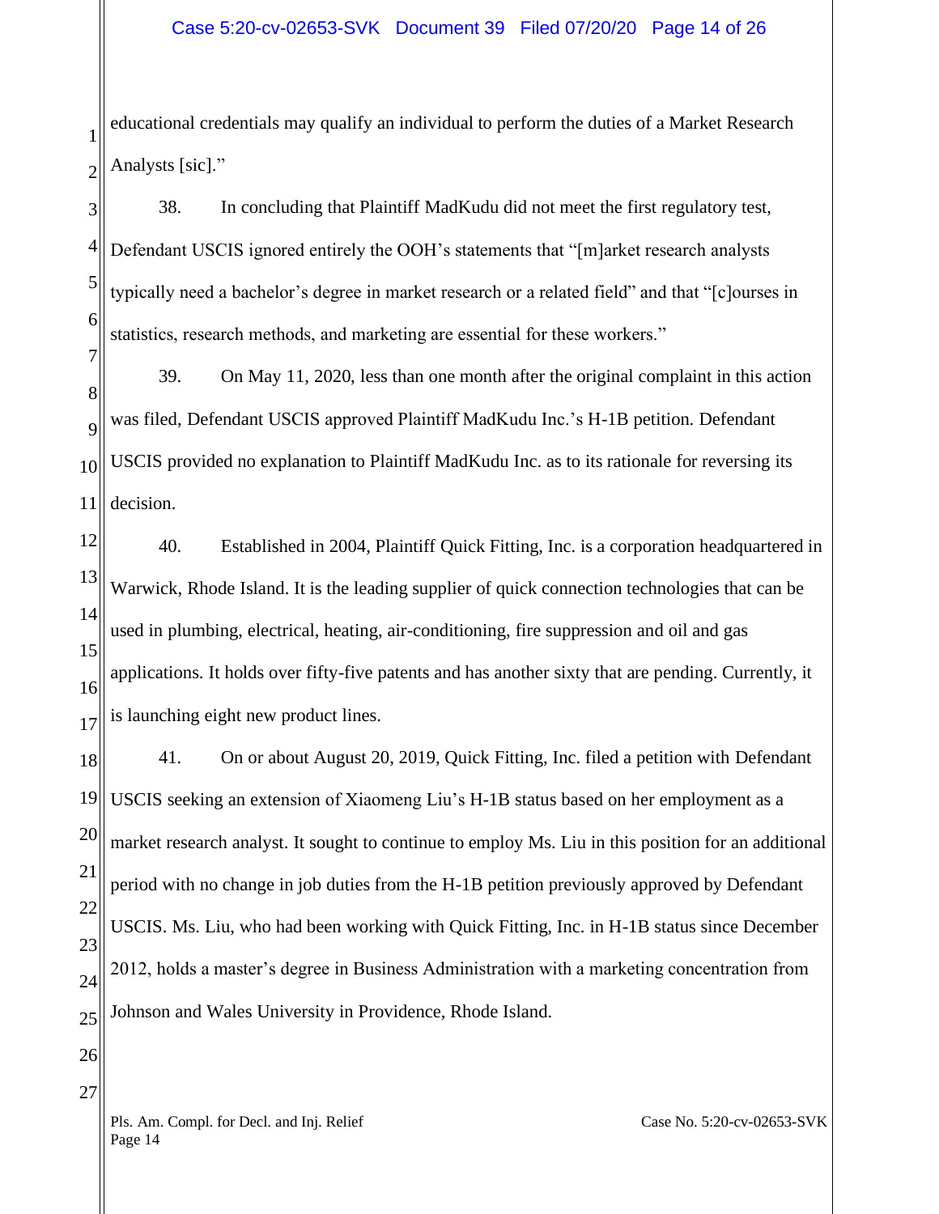educational credentials may qualify an individual to perform the duties of a Market Research Analysts [sic]."

38. In concluding that Plaintiff MadKudu did not meet the first regulatory test, Defendant USCIS ignored entirely the OOH's statements that "[m]arket research analysts typically need a bachelor's degree in market research or a related field" and that "[c]ourses in statistics, research methods, and marketing are essential for these workers."

39. On May 11, 2020, less than one month after the original complaint in this action was filed, Defendant USCIS approved Plaintiff MadKudu Inc.'s H-1B petition. Defendant USCIS provided no explanation to Plaintiff MadKudu Inc. as to its rationale for reversing its decision.

40. Established in 2004, Plaintiff Quick Fitting, Inc. is a corporation headquartered in Warwick, Rhode Island. It is the leading supplier of quick connection technologies that can be used in plumbing, electrical, heating, air-conditioning, fire suppression and oil and gas applications. It holds over fifty-five patents and has another sixty that are pending. Currently, it is launching eight new product lines.

41. On or about August 20, 2019, Quick Fitting, Inc. filed a petition with Defendant USCIS seeking an extension of Xiaomeng Liu's H-1B status based on her employment as a market research analyst. It sought to continue to employ Ms. Liu in this position for an additional period with no change in job duties from the H-1B petition previously approved by Defendant USCIS. Ms. Liu, who had been working with Quick Fitting, Inc. in H-1B status since December 2012, holds a master's degree in Business Administration with a marketing concentration from Johnson and Wales University in Providence, Rhode Island.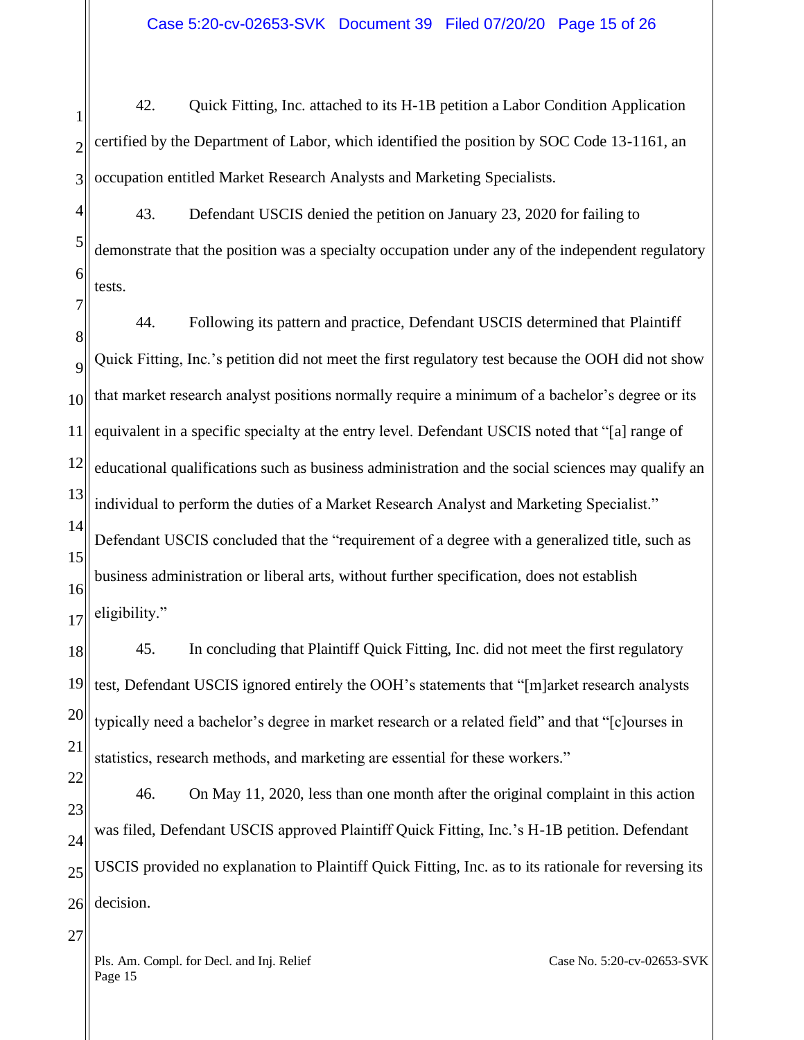42. Quick Fitting, Inc. attached to its H-1B petition a Labor Condition Application certified by the Department of Labor, which identified the position by SOC Code 13-1161, an occupation entitled Market Research Analysts and Marketing Specialists.

43. Defendant USCIS denied the petition on January 23, 2020 for failing to demonstrate that the position was a specialty occupation under any of the independent regulatory tests.

44. Following its pattern and practice, Defendant USCIS determined that Plaintiff Quick Fitting, Inc.'s petition did not meet the first regulatory test because the OOH did not show that market research analyst positions normally require a minimum of a bachelor's degree or its equivalent in a specific specialty at the entry level. Defendant USCIS noted that "[a] range of educational qualifications such as business administration and the social sciences may qualify an individual to perform the duties of a Market Research Analyst and Marketing Specialist." Defendant USCIS concluded that the "requirement of a degree with a generalized title, such as business administration or liberal arts, without further specification, does not establish eligibility."

45. In concluding that Plaintiff Quick Fitting, Inc. did not meet the first regulatory test, Defendant USCIS ignored entirely the OOH's statements that "[m]arket research analysts typically need a bachelor's degree in market research or a related field" and that "[c]ourses in statistics, research methods, and marketing are essential for these workers."

46. On May 11, 2020, less than one month after the original complaint in this action was filed, Defendant USCIS approved Plaintiff Quick Fitting, Inc.'s H-1B petition. Defendant USCIS provided no explanation to Plaintiff Quick Fitting, Inc. as to its rationale for reversing its decision.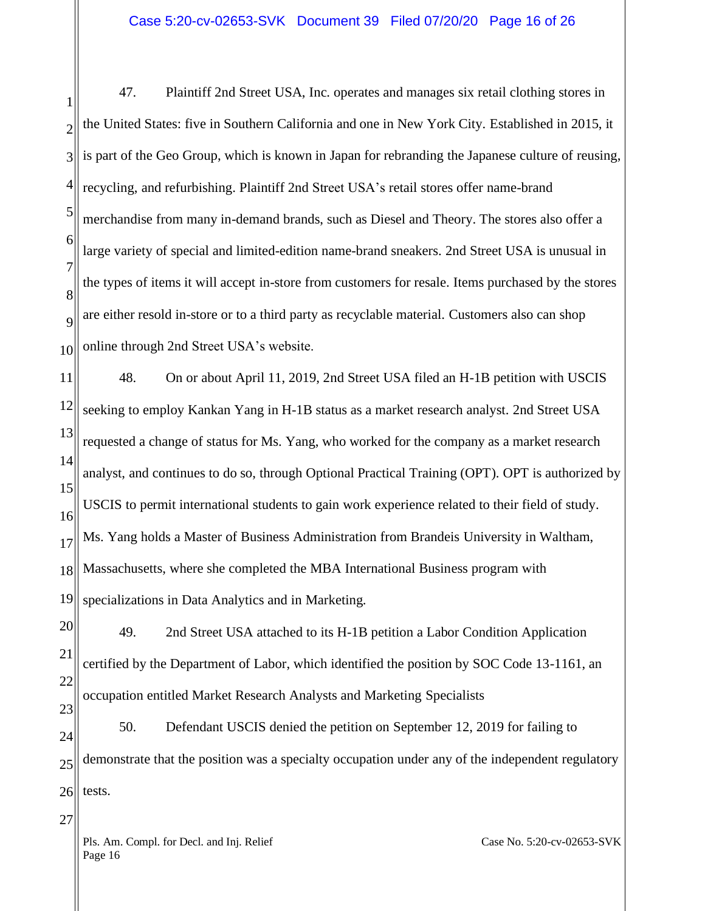47. Plaintiff 2nd Street USA, Inc. operates and manages six retail clothing stores in the United States: five in Southern California and one in New York City. Established in 2015, it is part of the Geo Group, which is known in Japan for rebranding the Japanese culture of reusing, recycling, and refurbishing. Plaintiff 2nd Street USA's retail stores offer name-brand merchandise from many in-demand brands, such as Diesel and Theory. The stores also offer a large variety of special and limited-edition name-brand sneakers. 2nd Street USA is unusual in the types of items it will accept in-store from customers for resale. Items purchased by the stores are either resold in-store or to a third party as recyclable material. Customers also can shop online through 2nd Street USA's website.

48. On or about April 11, 2019, 2nd Street USA filed an H-1B petition with USCIS seeking to employ Kankan Yang in H-1B status as a market research analyst. 2nd Street USA requested a change of status for Ms. Yang, who worked for the company as a market research analyst, and continues to do so, through Optional Practical Training (OPT). OPT is authorized by USCIS to permit international students to gain work experience related to their field of study. Ms. Yang holds a Master of Business Administration from Brandeis University in Waltham, Massachusetts, where she completed the MBA International Business program with specializations in Data Analytics and in Marketing.

49. 2nd Street USA attached to its H-1B petition a Labor Condition Application certified by the Department of Labor, which identified the position by SOC Code 13-1161, an occupation entitled Market Research Analysts and Marketing Specialists

50. Defendant USCIS denied the petition on September 12, 2019 for failing to demonstrate that the position was a specialty occupation under any of the independent regulatory tests.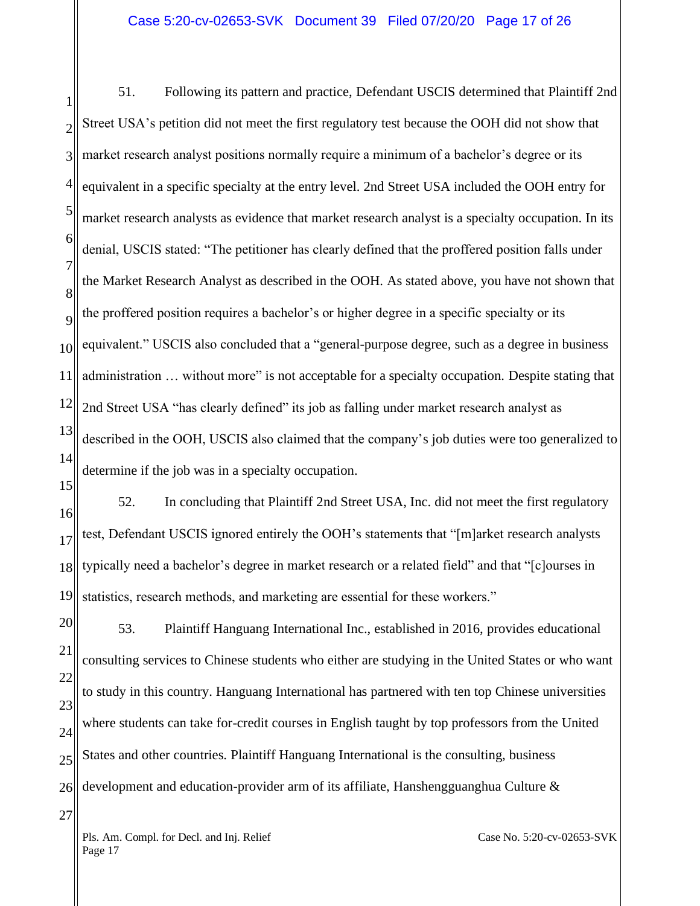51. Following its pattern and practice, Defendant USCIS determined that Plaintiff 2nd Street USA's petition did not meet the first regulatory test because the OOH did not show that market research analyst positions normally require a minimum of a bachelor's degree or its equivalent in a specific specialty at the entry level. 2nd Street USA included the OOH entry for market research analysts as evidence that market research analyst is a specialty occupation. In its denial, USCIS stated: "The petitioner has clearly defined that the proffered position falls under the Market Research Analyst as described in the OOH. As stated above, you have not shown that the proffered position requires a bachelor's or higher degree in a specific specialty or its equivalent." USCIS also concluded that a "general-purpose degree, such as a degree in business administration … without more" is not acceptable for a specialty occupation. Despite stating that 2nd Street USA "has clearly defined" its job as falling under market research analyst as described in the OOH, USCIS also claimed that the company's job duties were too generalized to determine if the job was in a specialty occupation.

52. In concluding that Plaintiff 2nd Street USA, Inc. did not meet the first regulatory test, Defendant USCIS ignored entirely the OOH's statements that "[m]arket research analysts typically need a bachelor's degree in market research or a related field" and that "[c]ourses in statistics, research methods, and marketing are essential for these workers."

53. Plaintiff Hanguang International Inc., established in 2016, provides educational consulting services to Chinese students who either are studying in the United States or who want to study in this country. Hanguang International has partnered with ten top Chinese universities where students can take for-credit courses in English taught by top professors from the United States and other countries. Plaintiff Hanguang International is the consulting, business development and education-provider arm of its affiliate, Hanshengguanghua Culture &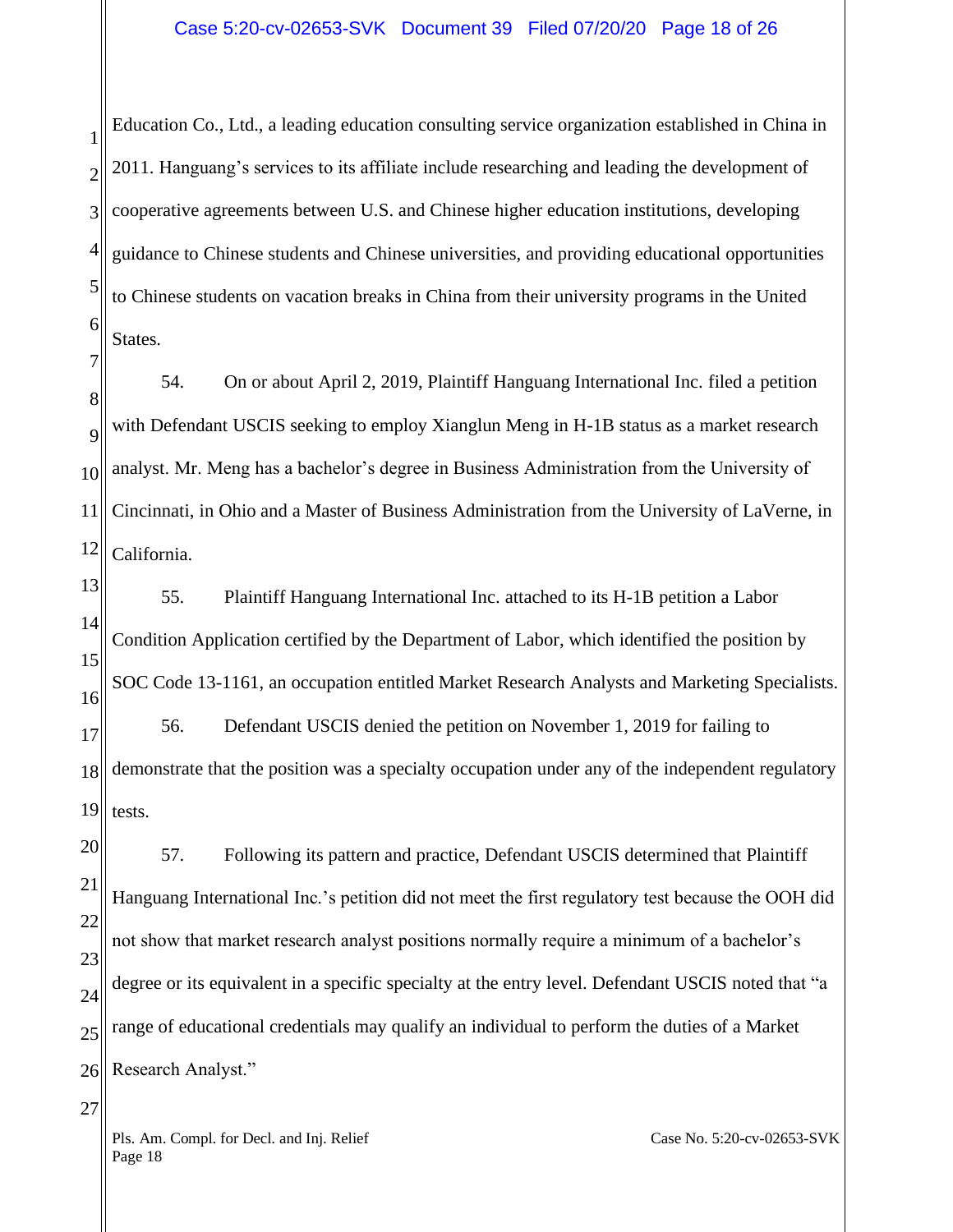Education Co., Ltd., a leading education consulting service organization established in China in 2011. Hanguang's services to its affiliate include researching and leading the development of cooperative agreements between U.S. and Chinese higher education institutions, developing guidance to Chinese students and Chinese universities, and providing educational opportunities to Chinese students on vacation breaks in China from their university programs in the United States.

54. On or about April 2, 2019, Plaintiff Hanguang International Inc. filed a petition with Defendant USCIS seeking to employ Xianglun Meng in H-1B status as a market research analyst. Mr. Meng has a bachelor's degree in Business Administration from the University of Cincinnati, in Ohio and a Master of Business Administration from the University of LaVerne, in California.

55. Plaintiff Hanguang International Inc. attached to its H-1B petition a Labor Condition Application certified by the Department of Labor, which identified the position by SOC Code 13-1161, an occupation entitled Market Research Analysts and Marketing Specialists.

56. Defendant USCIS denied the petition on November 1, 2019 for failing to demonstrate that the position was a specialty occupation under any of the independent regulatory tests.

57. Following its pattern and practice, Defendant USCIS determined that Plaintiff Hanguang International Inc.'s petition did not meet the first regulatory test because the OOH did not show that market research analyst positions normally require a minimum of a bachelor's degree or its equivalent in a specific specialty at the entry level. Defendant USCIS noted that "a range of educational credentials may qualify an individual to perform the duties of a Market Research Analyst."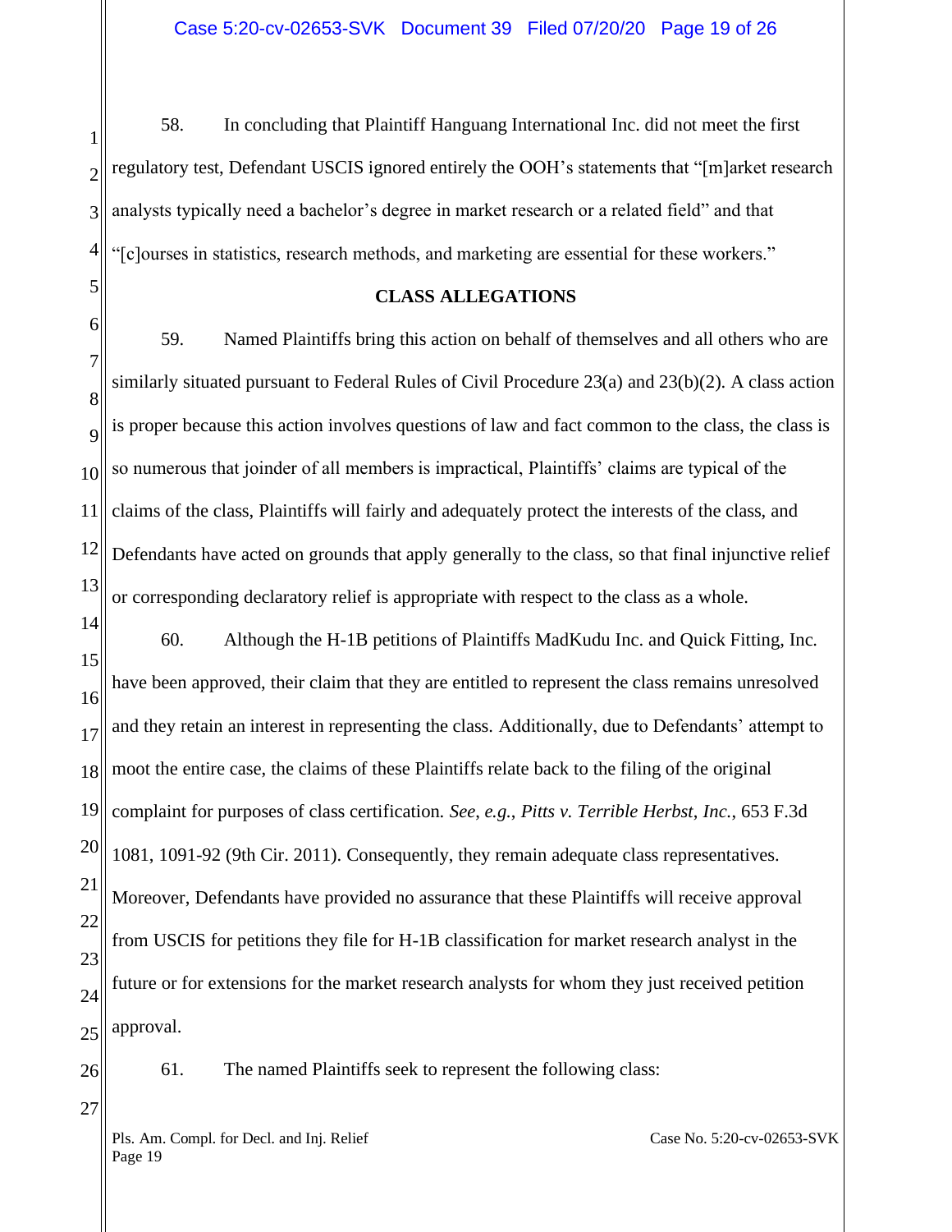58. In concluding that Plaintiff Hanguang International Inc. did not meet the first regulatory test, Defendant USCIS ignored entirely the OOH's statements that "[m]arket research analysts typically need a bachelor's degree in market research or a related field" and that "[c]ourses in statistics, research methods, and marketing are essential for these workers."

**CLASS ALLEGATIONS**

59. Named Plaintiffs bring this action on behalf of themselves and all others who are similarly situated pursuant to Federal Rules of Civil Procedure 23(a) and 23(b)(2). A class action is proper because this action involves questions of law and fact common to the class, the class is so numerous that joinder of all members is impractical, Plaintiffs' claims are typical of the claims of the class, Plaintiffs will fairly and adequately protect the interests of the class, and Defendants have acted on grounds that apply generally to the class, so that final injunctive relief or corresponding declaratory relief is appropriate with respect to the class as a whole.

60. Although the H-1B petitions of Plaintiffs MadKudu Inc. and Quick Fitting, Inc. have been approved, their claim that they are entitled to represent the class remains unresolved and they retain an interest in representing the class. Additionally, due to Defendants' attempt to moot the entire case, the claims of these Plaintiffs relate back to the filing of the original complaint for purposes of class certification. *See, e.g.*, *Pitts v. Terrible Herbst, Inc.*, 653 F.3d 1081, 1091-92 (9th Cir. 2011). Consequently, they remain adequate class representatives. Moreover, Defendants have provided no assurance that these Plaintiffs will receive approval from USCIS for petitions they file for H-1B classification for market research analyst in the future or for extensions for the market research analysts for whom they just received petition approval.

61. The named Plaintiffs seek to represent the following class: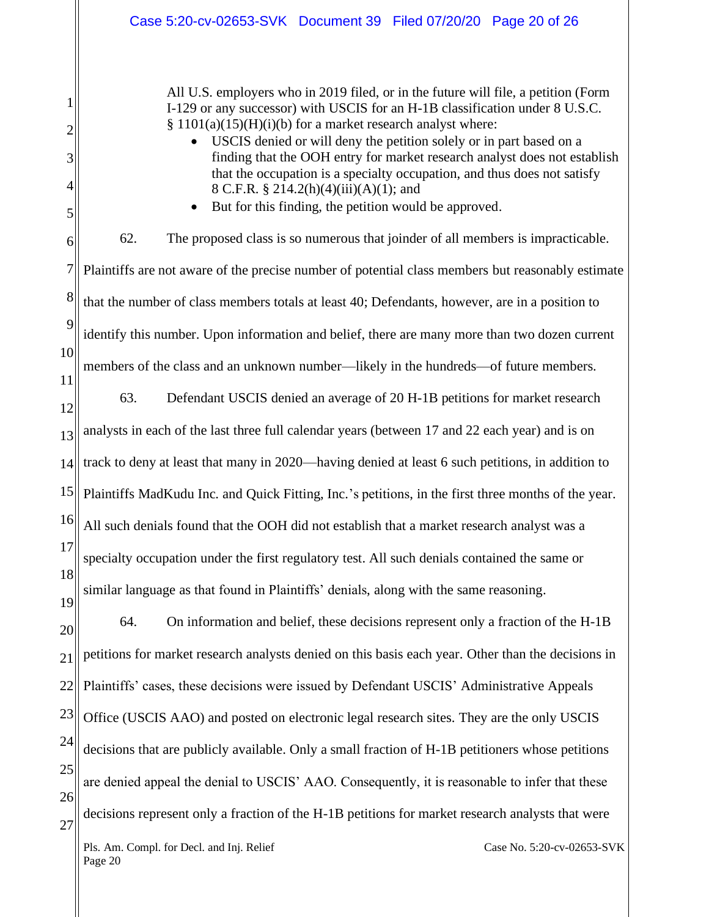All U.S. employers who in 2019 filed, or in the future will file, a petition (Form I-129 or any successor) with USCIS for an H-1B classification under 8 U.S.C. § 1101(a)(15)(H)(i)(b) for a market research analyst where:

- USCIS denied or will deny the petition solely or in part based on a finding that the OOH entry for market research analyst does not establish that the occupation is a specialty occupation, and thus does not satisfy 8 C.F.R. § 214.2(h)(4)(iii)(A)(1); and
- But for this finding, the petition would be approved.

62. The proposed class is so numerous that joinder of all members is impracticable. Plaintiffs are not aware of the precise number of potential class members but reasonably estimate that the number of class members totals at least 40; Defendants, however, are in a position to identify this number. Upon information and belief, there are many more than two dozen current members of the class and an unknown number—likely in the hundreds—of future members.

63. Defendant USCIS denied an average of 20 H-1B petitions for market research analysts in each of the last three full calendar years (between 17 and 22 each year) and is on track to deny at least that many in 2020—having denied at least 6 such petitions, in addition to Plaintiffs MadKudu Inc. and Quick Fitting, Inc.'s petitions, in the first three months of the year. All such denials found that the OOH did not establish that a market research analyst was a specialty occupation under the first regulatory test. All such denials contained the same or similar language as that found in Plaintiffs' denials, along with the same reasoning.

64. On information and belief, these decisions represent only a fraction of the H-1B petitions for market research analysts denied on this basis each year. Other than the decisions in Plaintiffs' cases, these decisions were issued by Defendant USCIS' Administrative Appeals Office (USCIS AAO) and posted on electronic legal research sites. They are the only USCIS decisions that are publicly available. Only a small fraction of H-1B petitioners whose petitions are denied appeal the denial to USCIS' AAO. Consequently, it is reasonable to infer that these decisions represent only a fraction of the H-1B petitions for market research analysts that were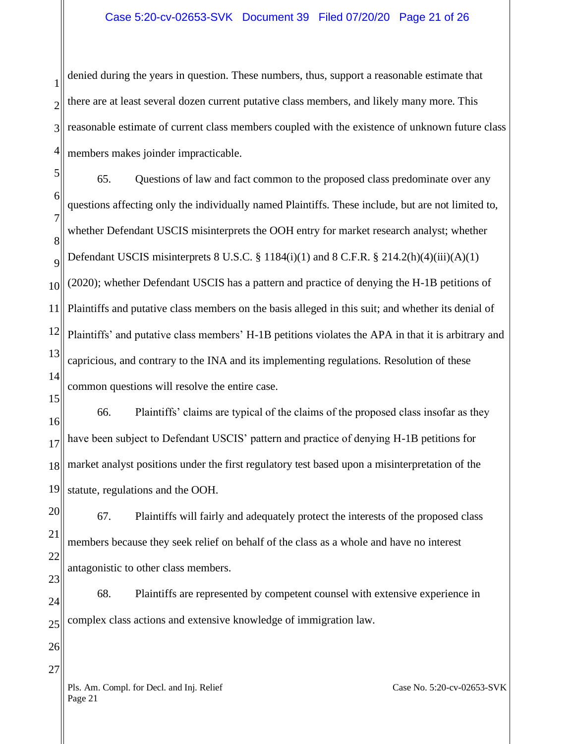denied during the years in question. These numbers, thus, support a reasonable estimate that there are at least several dozen current putative class members, and likely many more. This reasonable estimate of current class members coupled with the existence of unknown future class members makes joinder impracticable.

65. Questions of law and fact common to the proposed class predominate over any questions affecting only the individually named Plaintiffs. These include, but are not limited to, whether Defendant USCIS misinterprets the OOH entry for market research analyst; whether Defendant USCIS misinterprets 8 U.S.C. § 1184(i)(1) and 8 C.F.R. § 214.2(h)(4)(iii)(A)(1) (2020); whether Defendant USCIS has a pattern and practice of denying the H-1B petitions of Plaintiffs and putative class members on the basis alleged in this suit; and whether its denial of Plaintiffs' and putative class members' H-1B petitions violates the APA in that it is arbitrary and capricious, and contrary to the INA and its implementing regulations. Resolution of these common questions will resolve the entire case.

66. Plaintiffs' claims are typical of the claims of the proposed class insofar as they have been subject to Defendant USCIS' pattern and practice of denying H-1B petitions for market analyst positions under the first regulatory test based upon a misinterpretation of the statute, regulations and the OOH.

67. Plaintiffs will fairly and adequately protect the interests of the proposed class members because they seek relief on behalf of the class as a whole and have no interest antagonistic to other class members.

68. Plaintiffs are represented by competent counsel with extensive experience in complex class actions and extensive knowledge of immigration law.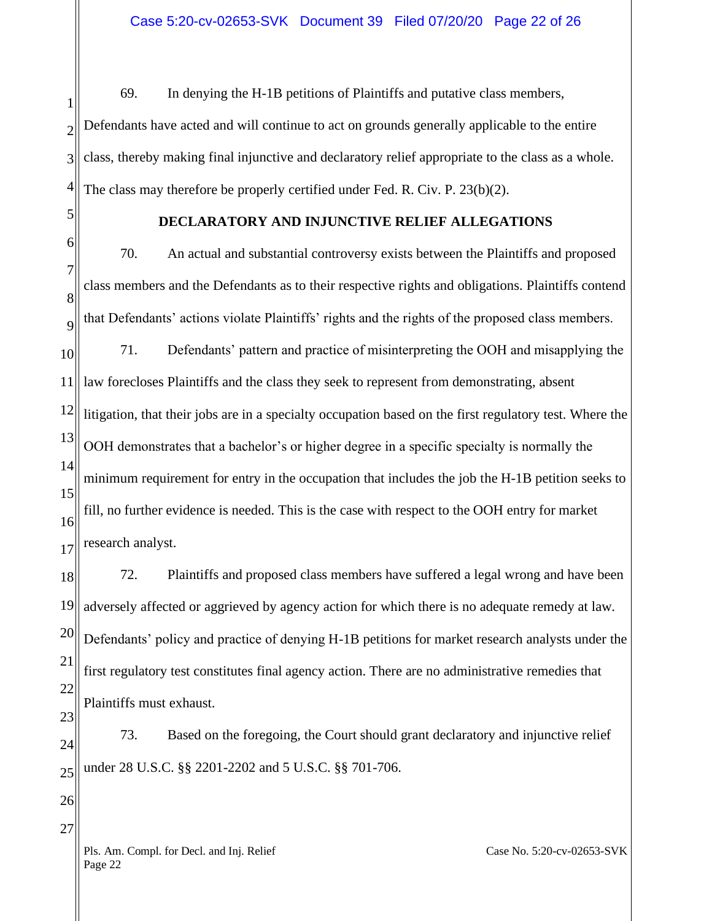69. In denying the H-1B petitions of Plaintiffs and putative class members, Defendants have acted and will continue to act on grounds generally applicable to the entire class, thereby making final injunctive and declaratory relief appropriate to the class as a whole. The class may therefore be properly certified under Fed. R. Civ. P. 23(b)(2).

## DECLARATORY AND INJUNCTIVE RELIEF ALLEGATIONS

70. An actual and substantial controversy exists between the Plaintiffs and proposed class members and the Defendants as to their respective rights and obligations. Plaintiffs contend that Defendants' actions violate Plaintiffs' rights and the rights of the proposed class members.

71. Defendants' pattern and practice of misinterpreting the OOH and misapplying the law forecloses Plaintiffs and the class they seek to represent from demonstrating, absent litigation, that their jobs are in a specialty occupation based on the first regulatory test. Where the OOH demonstrates that a bachelor's or higher degree in a specific specialty is normally the minimum requirement for entry in the occupation that includes the job the H-1B petition seeks to fill, no further evidence is needed. This is the case with respect to the OOH entry for market research analyst.

72. Plaintiffs and proposed class members have suffered a legal wrong and have been adversely affected or aggrieved by agency action for which there is no adequate remedy at law. Defendants' policy and practice of denying H-1B petitions for market research analysts under the first regulatory test constitutes final agency action. There are no administrative remedies that Plaintiffs must exhaust.

73. Based on the foregoing, the Court should grant declaratory and injunctive relief under 28 U.S.C. §§ 2201-2202 and 5 U.S.C. §§ 701-706.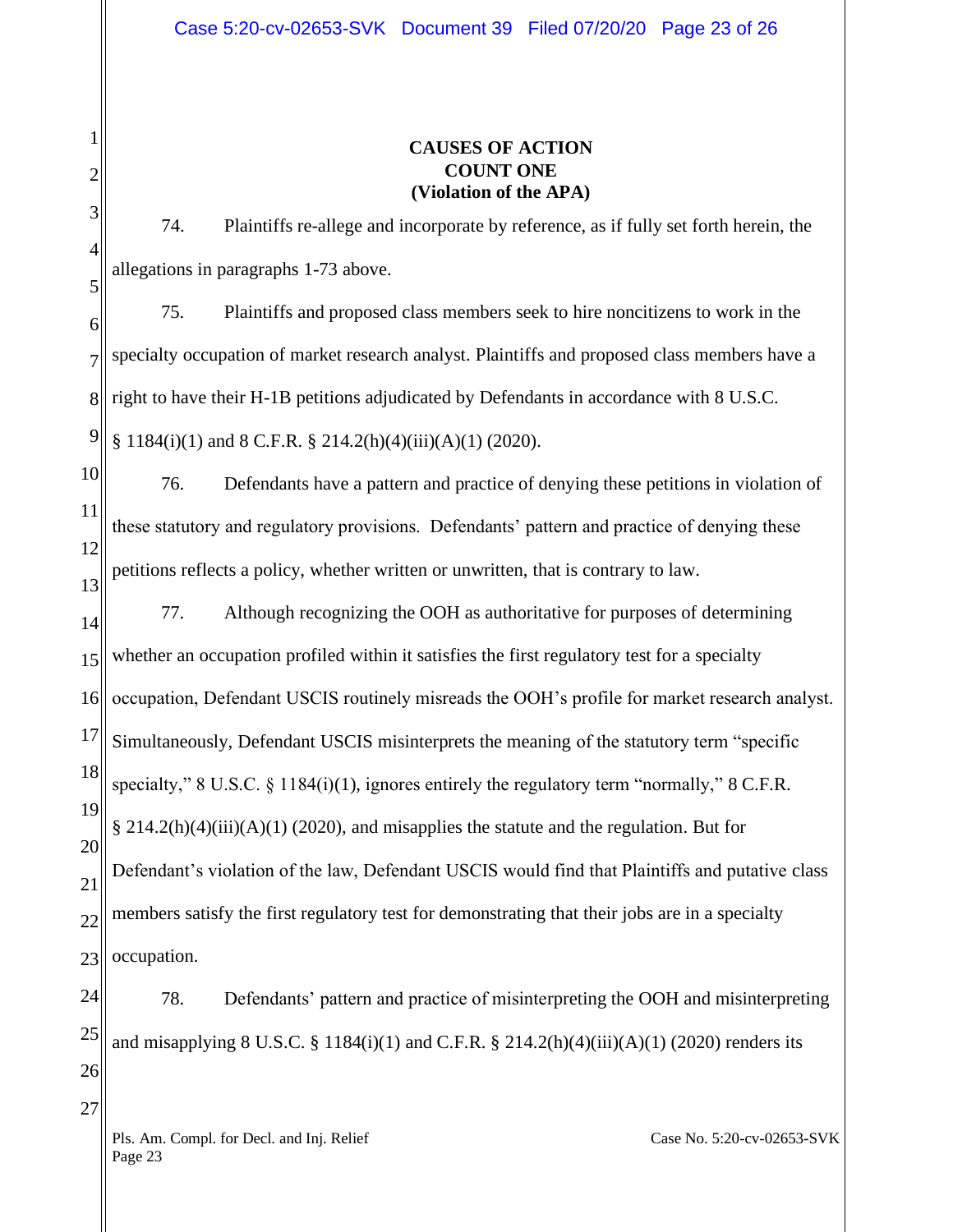**CAUSES OF ACTION**

**COUNT ONE**

**(Violation of the APA)**

74. Plaintiffs re-allege and incorporate by reference, as if fully set forth herein, the allegations in paragraphs 1-73 above.

75. Plaintiffs and proposed class members seek to hire noncitizens to work in the specialty occupation of market research analyst. Plaintiffs and proposed class members have a right to have their H-1B petitions adjudicated by Defendants in accordance with 8 U.S.C. § 1184(i)(1) and 8 C.F.R. § 214.2(h)(4)(iii)(A)(1) (2020).

76. Defendants have a pattern and practice of denying these petitions in violation of these statutory and regulatory provisions. Defendants' pattern and practice of denying these petitions reflects a policy, whether written or unwritten, that is contrary to law.

77. Although recognizing the OOH as authoritative for purposes of determining whether an occupation profiled within it satisfies the first regulatory test for a specialty occupation, Defendant USCIS routinely misreads the OOH's profile for market research analyst. Simultaneously, Defendant USCIS misinterprets the meaning of the statutory term "specific specialty," 8 U.S.C. § 1184(i)(1), ignores entirely the regulatory term "normally," 8 C.F.R. § 214.2(h)(4)(iii)(A)(1) (2020), and misapplies the statute and the regulation. But for Defendant's violation of the law, Defendant USCIS would find that Plaintiffs and putative class members satisfy the first regulatory test for demonstrating that their jobs are in a specialty occupation.

78. Defendants' pattern and practice of misinterpreting the OOH and misinterpreting and misapplying 8 U.S.C. § 1184(i)(1) and C.F.R. § 214.2(h)(4)(iii)(A)(1) (2020) renders its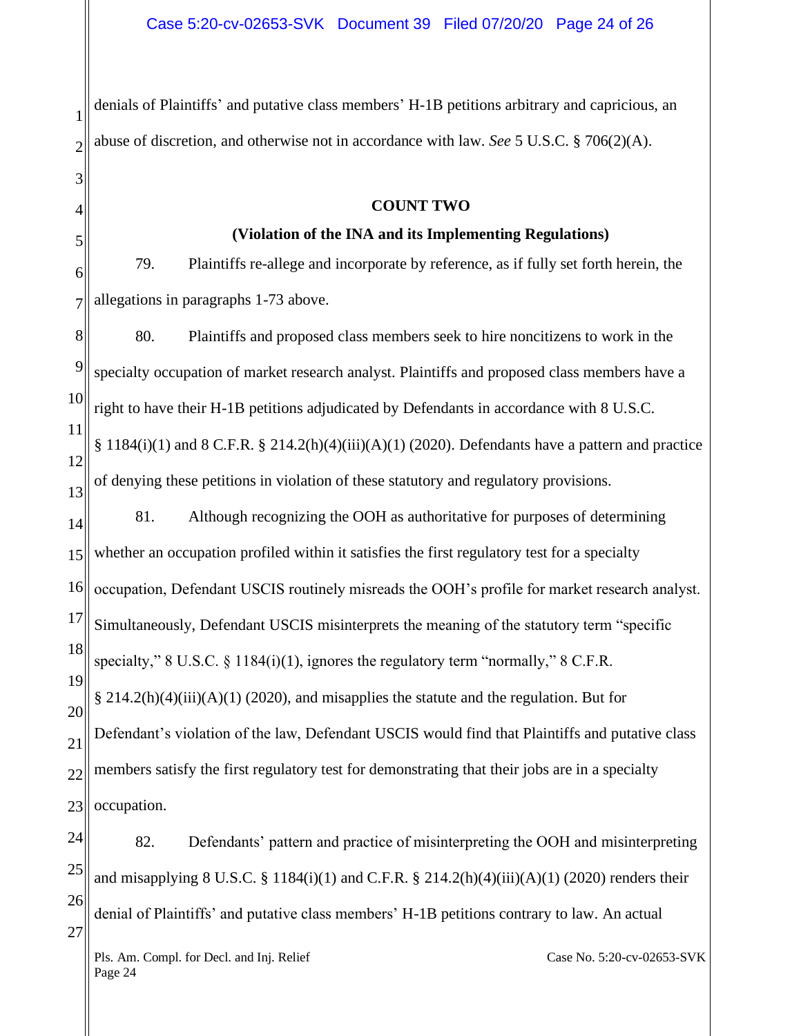denials of Plaintiffs' and putative class members' H-1B petitions arbitrary and capricious, an abuse of discretion, and otherwise not in accordance with law. *See* 5 U.S.C. § 706(2)(A).

**COUNT TWO**

**(Violation of the INA and its Implementing Regulations)**

79. Plaintiffs re-allege and incorporate by reference, as if fully set forth herein, the allegations in paragraphs 1-73 above.

80. Plaintiffs and proposed class members seek to hire noncitizens to work in the specialty occupation of market research analyst. Plaintiffs and proposed class members have a right to have their H-1B petitions adjudicated by Defendants in accordance with 8 U.S.C. § 1184(i)(1) and 8 C.F.R. § 214.2(h)(4)(iii)(A)(1) (2020). Defendants have a pattern and practice of denying these petitions in violation of these statutory and regulatory provisions.

81. Although recognizing the OOH as authoritative for purposes of determining whether an occupation profiled within it satisfies the first regulatory test for a specialty occupation, Defendant USCIS routinely misreads the OOH's profile for market research analyst. Simultaneously, Defendant USCIS misinterprets the meaning of the statutory term "specific specialty," 8 U.S.C. § 1184(i)(1), ignores the regulatory term "normally," 8 C.F.R. § 214.2(h)(4)(iii)(A)(1) (2020), and misapplies the statute and the regulation. But for Defendant's violation of the law, Defendant USCIS would find that Plaintiffs and putative class members satisfy the first regulatory test for demonstrating that their jobs are in a specialty occupation.

82. Defendants' pattern and practice of misinterpreting the OOH and misinterpreting and misapplying 8 U.S.C. § 1184(i)(1) and C.F.R. § 214.2(h)(4)(iii)(A)(1) (2020) renders their denial of Plaintiffs' and putative class members' H-1B petitions contrary to law. An actual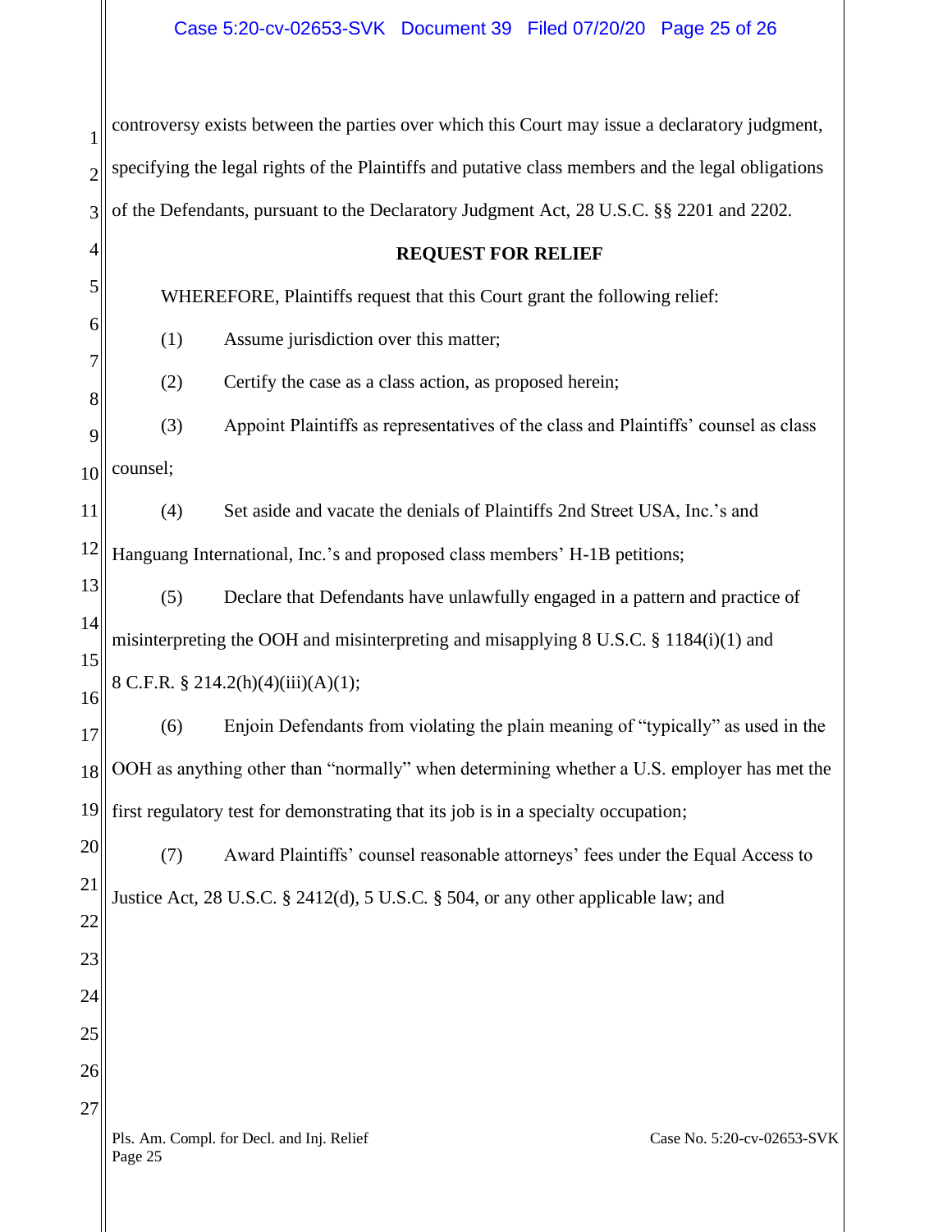controversy exists between the parties over which this Court may issue a declaratory judgment, specifying the legal rights of the Plaintiffs and putative class members and the legal obligations of the Defendants, pursuant to the Declaratory Judgment Act, 28 U.S.C. §§ 2201 and 2202.

**REQUEST FOR RELIEF**

WHEREFORE, Plaintiffs request that this Court grant the following relief:

(1) Assume jurisdiction over this matter;

(2) Certify the case as a class action, as proposed herein;

(3) Appoint Plaintiffs as representatives of the class and Plaintiffs' counsel as class counsel;

(4) Set aside and vacate the denials of Plaintiffs 2nd Street USA, Inc.'s and Hanguang International, Inc.'s and proposed class members' H-1B petitions;

(5) Declare that Defendants have unlawfully engaged in a pattern and practice of misinterpreting the OOH and misinterpreting and misapplying 8 U.S.C. § 1184(i)(1) and 8 C.F.R. § 214.2(h)(4)(iii)(A)(1);

(6) Enjoin Defendants from violating the plain meaning of "typically" as used in the OOH as anything other than "normally" when determining whether a U.S. employer has met the first regulatory test for demonstrating that its job is in a specialty occupation;

(7) Award Plaintiffs' counsel reasonable attorneys' fees under the Equal Access to Justice Act, 28 U.S.C. § 2412(d), 5 U.S.C. § 504, or any other applicable law; and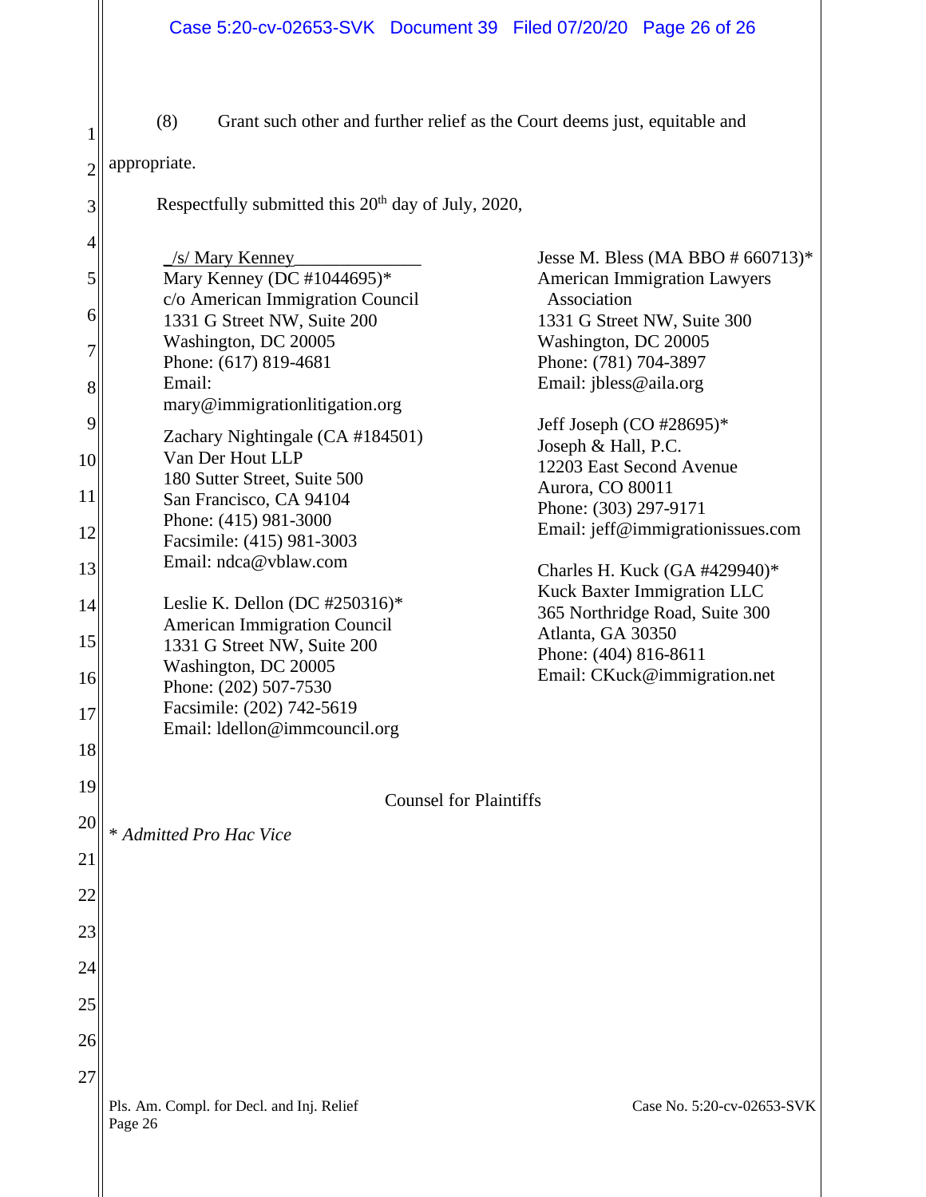(8) Grant such other and further relief as the Court deems just, equitable and appropriate.

Respectfully submitted this 20th day of July, 2020,

_/s/ Mary Kenney______________
Mary Kenney (DC #1044695)*
c/o American Immigration Council
1331 G Street NW, Suite 200
Washington, DC 20005
Phone: (617) 819-4681
Email:
mary@immigrationlitigation.org

Zachary Nightingale (CA #184501)
Van Der Hout LLP
180 Sutter Street, Suite 500
San Francisco, CA 94104
Phone: (415) 981-3000
Facsimile: (415) 981-3003
Email: ndca@vblaw.com

Leslie K. Dellon (DC #250316)*
American Immigration Council
1331 G Street NW, Suite 200
Washington, DC 20005
Phone: (202) 507-7530
Facsimile: (202) 742-5619
Email: ldellon@immcouncil.org

Jesse M. Bless (MA BBO # 660713)*
American Immigration Lawyers Association
1331 G Street NW, Suite 300
Washington, DC 20005
Phone: (781) 704-3897
Email: jbless@aila.org

Jeff Joseph (CO #28695)*
Joseph & Hall, P.C.
12203 East Second Avenue
Aurora, CO 80011
Phone: (303) 297-9171
Email: jeff@immigrationissues.com

Charles H. Kuck (GA #429940)*
Kuck Baxter Immigration LLC
365 Northridge Road, Suite 300
Atlanta, GA 30350
Phone: (404) 816-8611
Email: CKuck@immigration.net

Counsel for Plaintiffs

* *Admitted Pro Hac Vice*